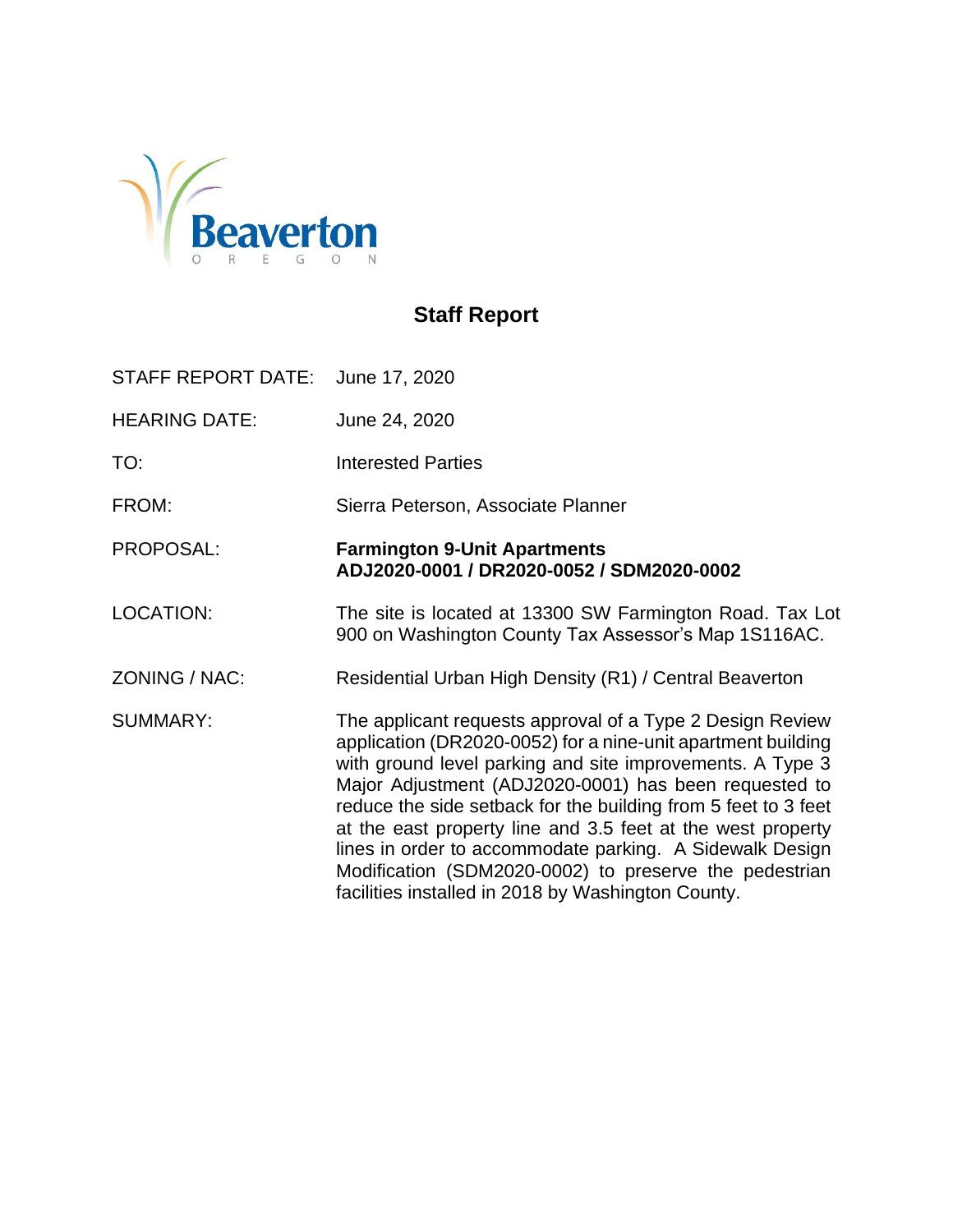Beaverton
OREGON

# Staff Report

STAFF REPORT DATE: June 17, 2020

HEARING DATE: June 24, 2020

TO: Interested Parties

FROM: Sierra Peterson, Associate Planner

PROPOSAL: **Farmington 9-Unit Apartments**
**ADJ2020-0001 / DR2020-0052 / SDM2020-0002**

LOCATION: The site is located at 13300 SW Farmington Road. Tax Lot 900 on Washington County Tax Assessor's Map 1S116AC.

ZONING / NAC: Residential Urban High Density (R1) / Central Beaverton

SUMMARY: The applicant requests approval of a Type 2 Design Review application (DR2020-0052) for a nine-unit apartment building with ground level parking and site improvements. A Type 3 Major Adjustment (ADJ2020-0001) has been requested to reduce the side setback for the building from 5 feet to 3 feet at the east property line and 3.5 feet at the west property lines in order to accommodate parking. A Sidewalk Design Modification (SDM2020-0002) to preserve the pedestrian facilities installed in 2018 by Washington County.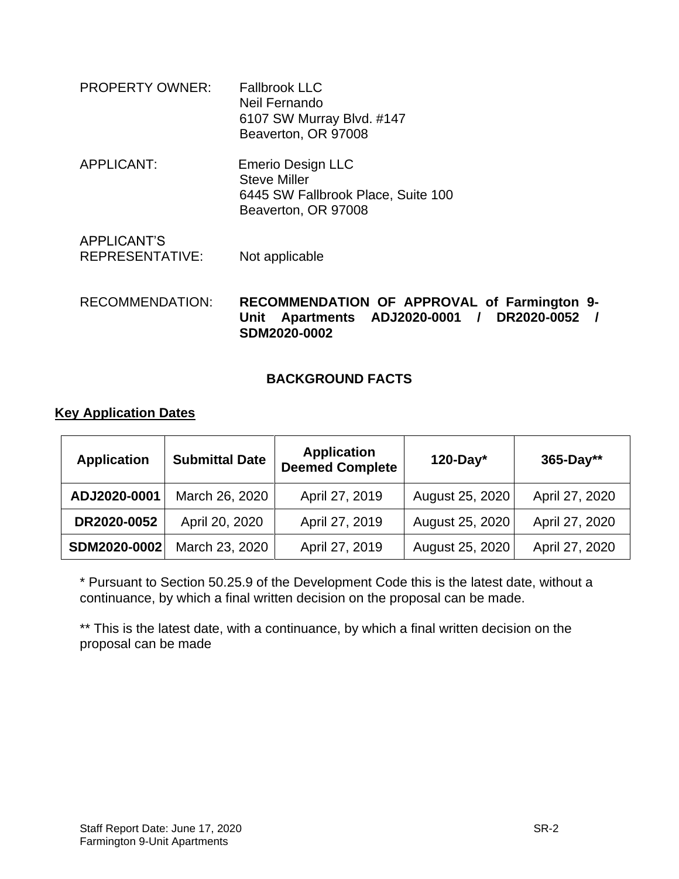PROPERTY OWNER: Fallbrook LLC
Neil Fernando
6107 SW Murray Blvd. #147
Beaverton, OR 97008

APPLICANT: Emerio Design LLC
Steve Miller
6445 SW Fallbrook Place, Suite 100
Beaverton, OR 97008

APPLICANT'S REPRESENTATIVE: Not applicable

RECOMMENDATION: **RECOMMENDATION OF APPROVAL of Farmington 9-Unit Apartments ADJ2020-0001 / DR2020-0052 / SDM2020-0002**

## BACKGROUND FACTS

**Key Application Dates**

| Application | Submittal Date | Application Deemed Complete | 120-Day* | 365-Day** |
|---|---|---|---|---|
| **ADJ2020-0001** | March 26, 2020 | April 27, 2019 | August 25, 2020 | April 27, 2020 |
| **DR2020-0052** | April 20, 2020 | April 27, 2019 | August 25, 2020 | April 27, 2020 |
| **SDM2020-0002** | March 23, 2020 | April 27, 2019 | August 25, 2020 | April 27, 2020 |

\* Pursuant to Section 50.25.9 of the Development Code this is the latest date, without a continuance, by which a final written decision on the proposal can be made.

\** This is the latest date, with a continuance, by which a final written decision on the proposal can be made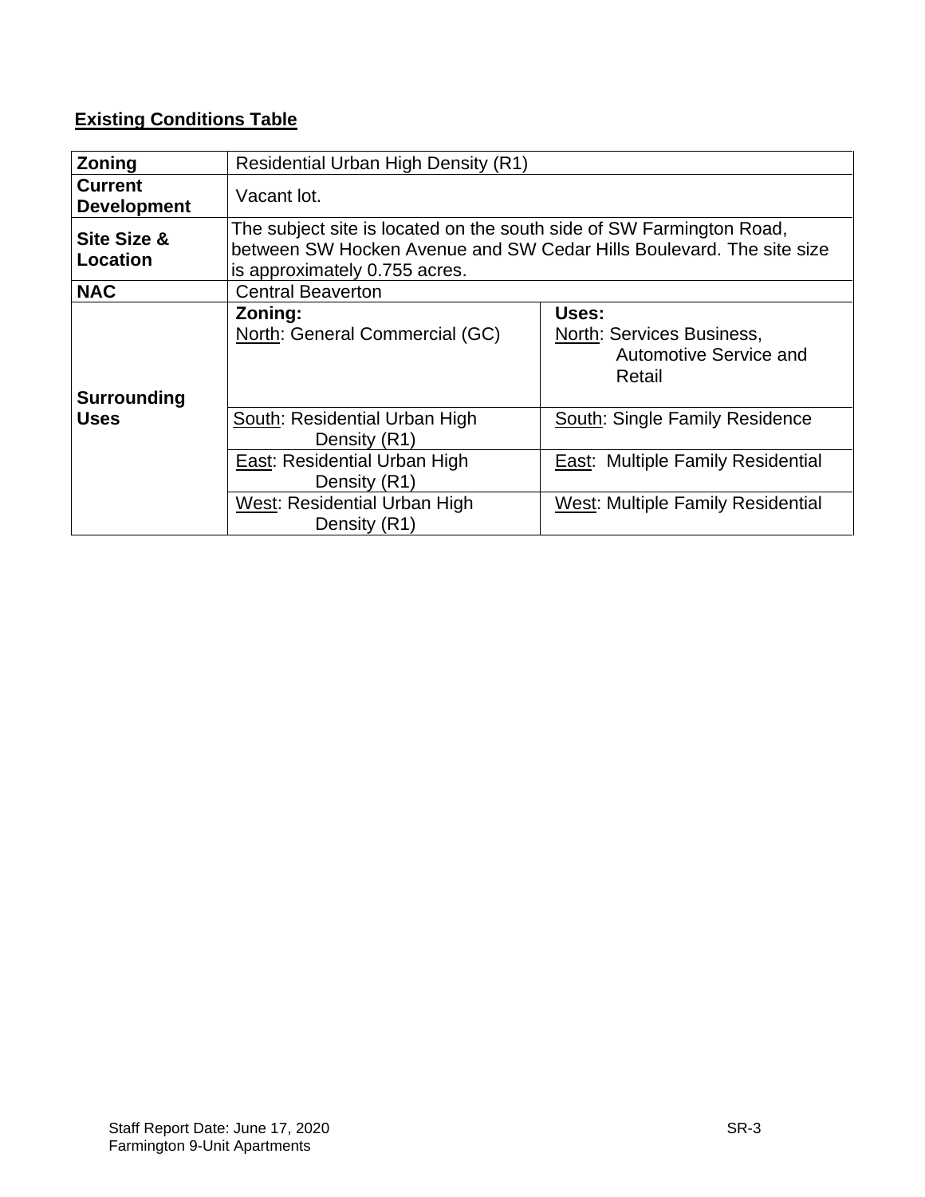**Existing Conditions Table**

| | | |
|---|---|---|
| **Zoning** | Residential Urban High Density (R1) | |
| **Current Development** | Vacant lot. | |
| **Site Size & Location** | The subject site is located on the south side of SW Farmington Road, between SW Hocken Avenue and SW Cedar Hills Boulevard. The site size is approximately 0.755 acres. | |
| **NAC** | Central Beaverton | |
| **Surrounding Uses** | **Zoning:**<br>North: General Commercial (GC) | **Uses:**<br>North: Services Business, Automotive Service and Retail |
| | South: Residential Urban High Density (R1) | South: Single Family Residence |
| | East: Residential Urban High Density (R1) | East: Multiple Family Residential |
| | West: Residential Urban High Density (R1) | West: Multiple Family Residential |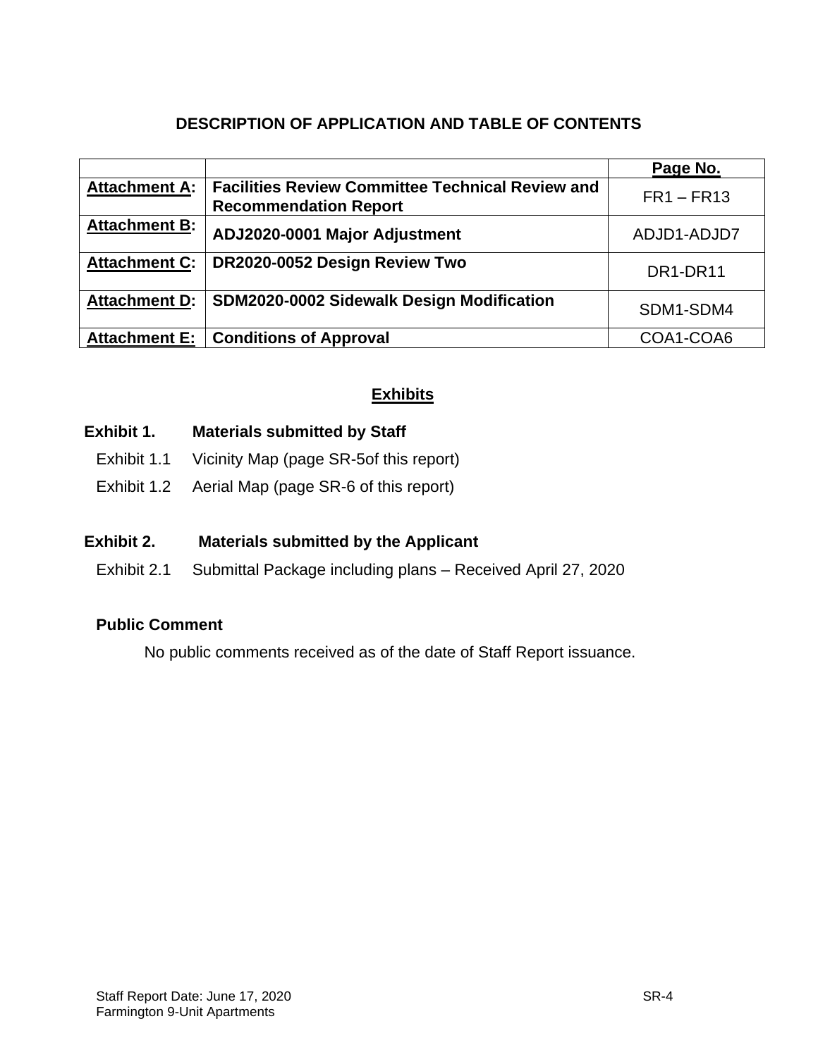## DESCRIPTION OF APPLICATION AND TABLE OF CONTENTS

| | | Page No. |
|---|---|---|
| **Attachment A:** | **Facilities Review Committee Technical Review and Recommendation Report** | FR1 – FR13 |
| **Attachment B:** | **ADJ2020-0001 Major Adjustment** | ADJD1-ADJD7 |
| **Attachment C:** | **DR2020-0052 Design Review Two** | DR1-DR11 |
| **Attachment D:** | **SDM2020-0002 Sidewalk Design Modification** | SDM1-SDM4 |
| **Attachment E:** | **Conditions of Approval** | COA1-COA6 |

## Exhibits

**Exhibit 1. Materials submitted by Staff**

- Exhibit 1.1 Vicinity Map (page SR-5of this report)
- Exhibit 1.2 Aerial Map (page SR-6 of this report)

**Exhibit 2. Materials submitted by the Applicant**

- Exhibit 2.1 Submittal Package including plans – Received April 27, 2020

**Public Comment**

No public comments received as of the date of Staff Report issuance.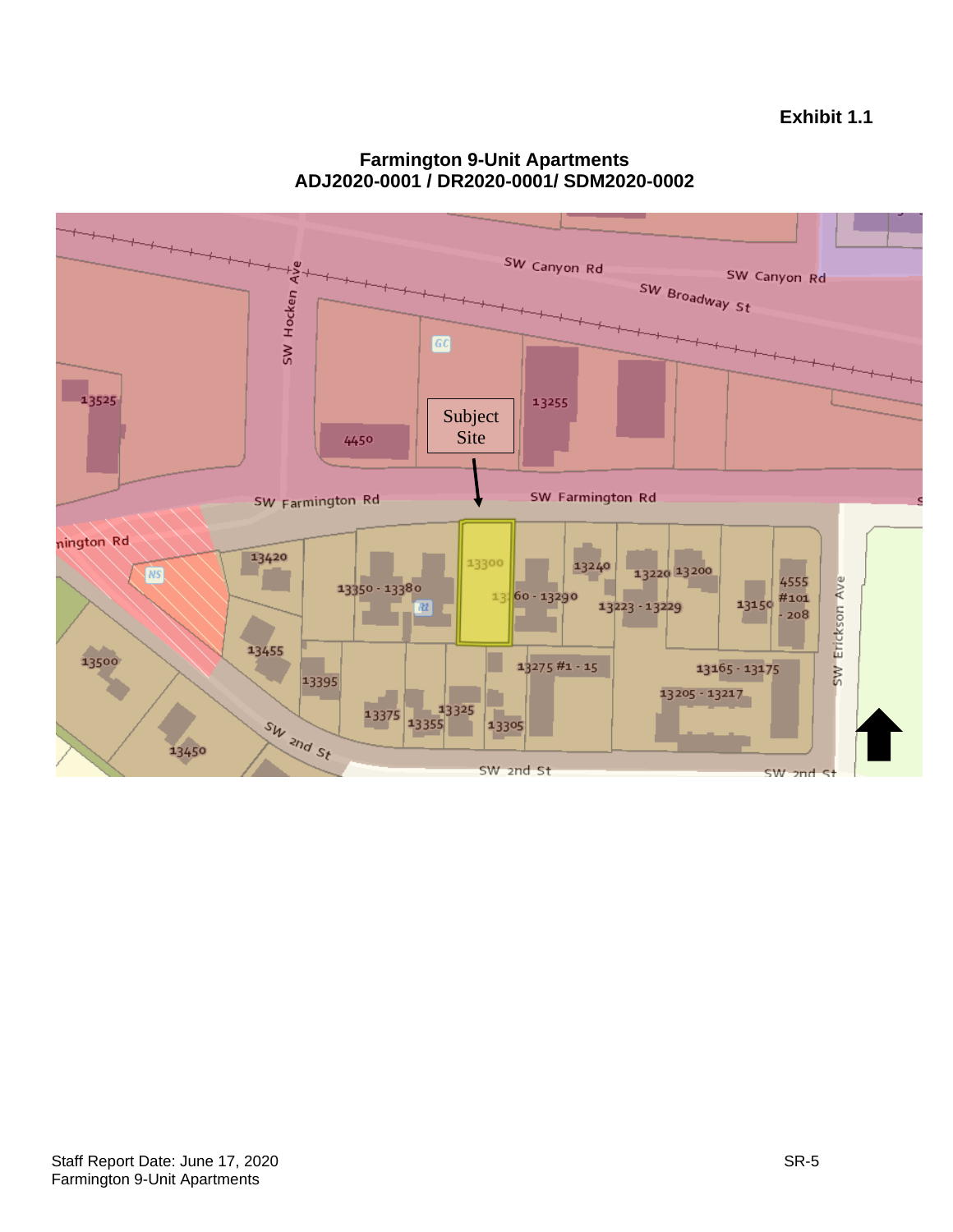**Exhibit 1.1**

**Farmington 9-Unit Apartments**
**ADJ2020-0001 / DR2020-0001/ SDM2020-0002**

Subject Site

SW Canyon Rd

SW Broadway St

SW Hocken Ave

SW Farmington Rd

SW Erickson Ave

SW 2nd St

GC

NS

R2

13525

4450

13255

13300

13350 - 13380

13260 - 13290

13240

13220

13200

13223 - 13229

13150

4555 #101 - 208

13420

13455

13500

13450

13395

13375

13355

13325

13305

13275 #1 - 15

13165 - 13175

13205 - 13217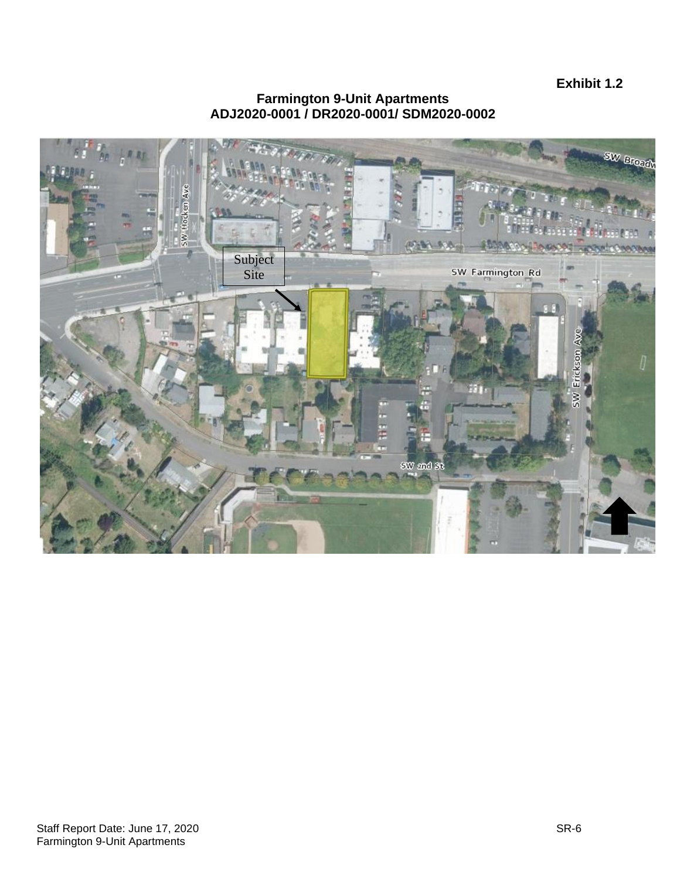**Exhibit 1.2**

**Farmington 9-Unit Apartments**
**ADJ2020-0001 / DR2020-0001/ SDM2020-0002**

Subject Site

SW Broadway

SW Hocken Ave

SW Farmington Rd

SW Erickson Ave

SW 2nd St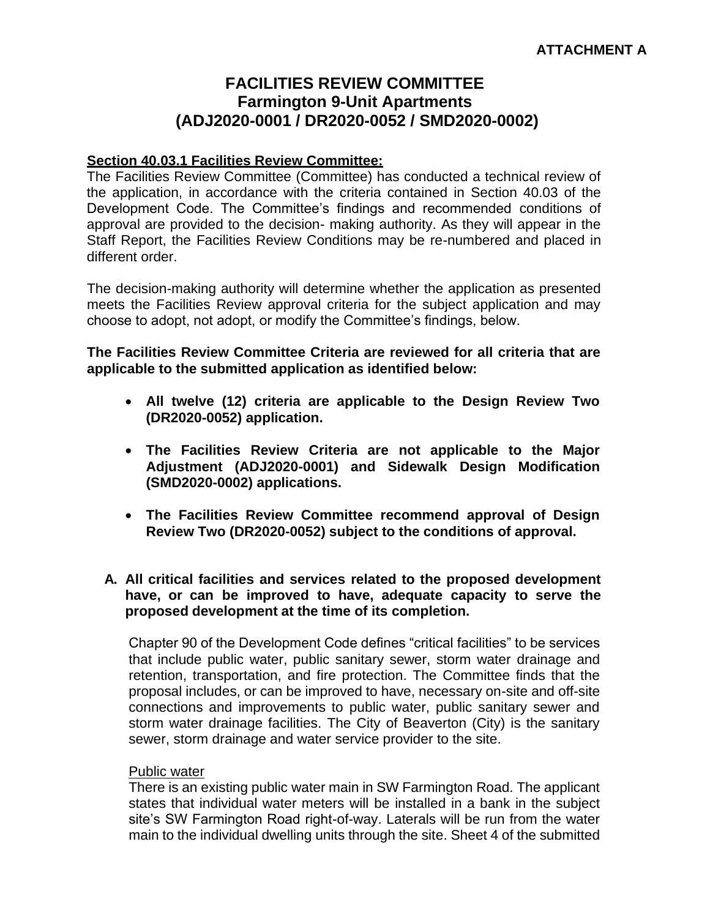**ATTACHMENT A**

# FACILITIES REVIEW COMMITTEE
## Farmington 9-Unit Apartments
## (ADJ2020-0001 / DR2020-0052 / SMD2020-0002)

**Section 40.03.1 Facilities Review Committee:**

The Facilities Review Committee (Committee) has conducted a technical review of the application, in accordance with the criteria contained in Section 40.03 of the Development Code. The Committee's findings and recommended conditions of approval are provided to the decision- making authority. As they will appear in the Staff Report, the Facilities Review Conditions may be re-numbered and placed in different order.

The decision-making authority will determine whether the application as presented meets the Facilities Review approval criteria for the subject application and may choose to adopt, not adopt, or modify the Committee's findings, below.

**The Facilities Review Committee Criteria are reviewed for all criteria that are applicable to the submitted application as identified below:**

- **All twelve (12) criteria are applicable to the Design Review Two (DR2020-0052) application.**
- **The Facilities Review Criteria are not applicable to the Major Adjustment (ADJ2020-0001) and Sidewalk Design Modification (SMD2020-0002) applications.**
- **The Facilities Review Committee recommend approval of Design Review Two (DR2020-0052) subject to the conditions of approval.**

**A. All critical facilities and services related to the proposed development have, or can be improved to have, adequate capacity to serve the proposed development at the time of its completion.**

Chapter 90 of the Development Code defines "critical facilities" to be services that include public water, public sanitary sewer, storm water drainage and retention, transportation, and fire protection. The Committee finds that the proposal includes, or can be improved to have, necessary on-site and off-site connections and improvements to public water, public sanitary sewer and storm water drainage facilities. The City of Beaverton (City) is the sanitary sewer, storm drainage and water service provider to the site.

Public water

There is an existing public water main in SW Farmington Road. The applicant states that individual water meters will be installed in a bank in the subject site's SW Farmington Road right-of-way. Laterals will be run from the water main to the individual dwelling units through the site. Sheet 4 of the submitted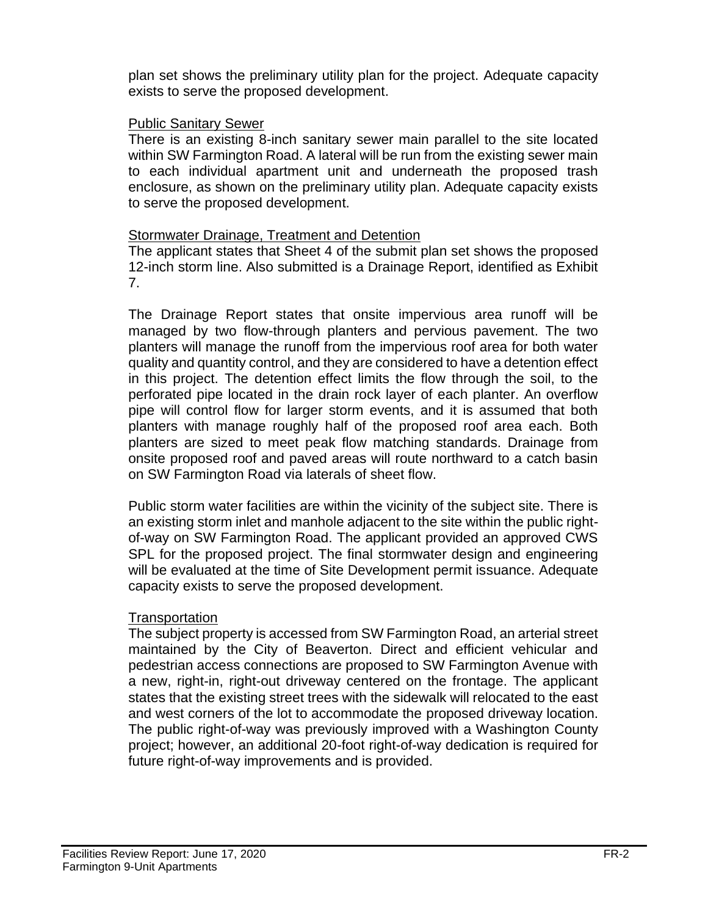plan set shows the preliminary utility plan for the project. Adequate capacity exists to serve the proposed development.

Public Sanitary Sewer

There is an existing 8-inch sanitary sewer main parallel to the site located within SW Farmington Road. A lateral will be run from the existing sewer main to each individual apartment unit and underneath the proposed trash enclosure, as shown on the preliminary utility plan. Adequate capacity exists to serve the proposed development.

Stormwater Drainage, Treatment and Detention

The applicant states that Sheet 4 of the submit plan set shows the proposed 12-inch storm line. Also submitted is a Drainage Report, identified as Exhibit 7.

The Drainage Report states that onsite impervious area runoff will be managed by two flow-through planters and pervious pavement. The two planters will manage the runoff from the impervious roof area for both water quality and quantity control, and they are considered to have a detention effect in this project. The detention effect limits the flow through the soil, to the perforated pipe located in the drain rock layer of each planter. An overflow pipe will control flow for larger storm events, and it is assumed that both planters with manage roughly half of the proposed roof area each. Both planters are sized to meet peak flow matching standards. Drainage from onsite proposed roof and paved areas will route northward to a catch basin on SW Farmington Road via laterals of sheet flow.

Public storm water facilities are within the vicinity of the subject site. There is an existing storm inlet and manhole adjacent to the site within the public right-of-way on SW Farmington Road. The applicant provided an approved CWS SPL for the proposed project. The final stormwater design and engineering will be evaluated at the time of Site Development permit issuance. Adequate capacity exists to serve the proposed development.

Transportation

The subject property is accessed from SW Farmington Road, an arterial street maintained by the City of Beaverton. Direct and efficient vehicular and pedestrian access connections are proposed to SW Farmington Avenue with a new, right-in, right-out driveway centered on the frontage. The applicant states that the existing street trees with the sidewalk will relocated to the east and west corners of the lot to accommodate the proposed driveway location. The public right-of-way was previously improved with a Washington County project; however, an additional 20-foot right-of-way dedication is required for future right-of-way improvements and is provided.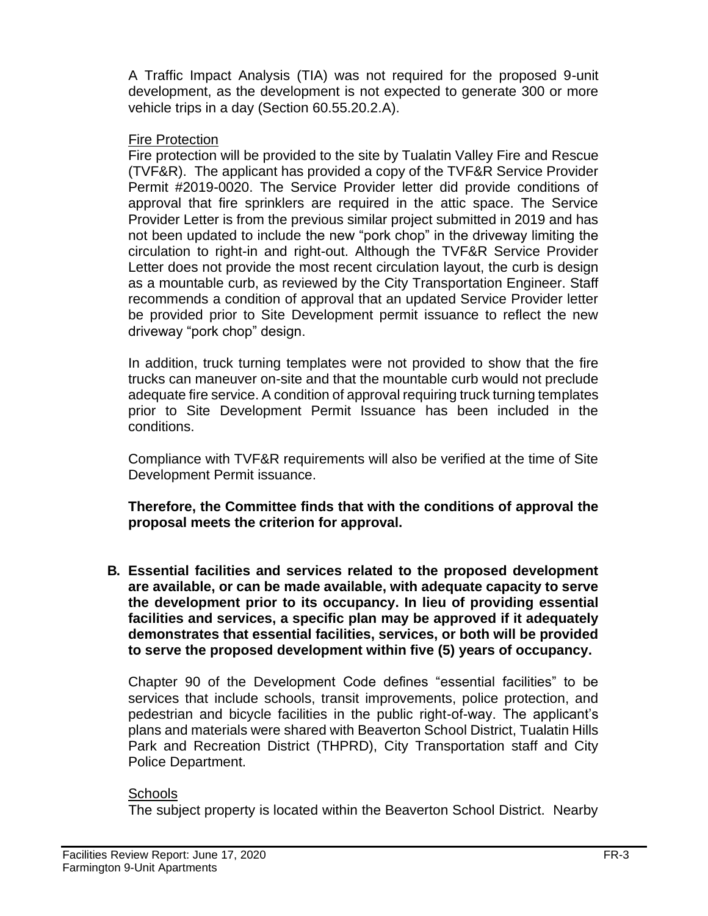A Traffic Impact Analysis (TIA) was not required for the proposed 9-unit development, as the development is not expected to generate 300 or more vehicle trips in a day (Section 60.55.20.2.A).

Fire Protection

Fire protection will be provided to the site by Tualatin Valley Fire and Rescue (TVF&R). The applicant has provided a copy of the TVF&R Service Provider Permit #2019-0020. The Service Provider letter did provide conditions of approval that fire sprinklers are required in the attic space. The Service Provider Letter is from the previous similar project submitted in 2019 and has not been updated to include the new "pork chop" in the driveway limiting the circulation to right-in and right-out. Although the TVF&R Service Provider Letter does not provide the most recent circulation layout, the curb is design as a mountable curb, as reviewed by the City Transportation Engineer. Staff recommends a condition of approval that an updated Service Provider letter be provided prior to Site Development permit issuance to reflect the new driveway "pork chop" design.

In addition, truck turning templates were not provided to show that the fire trucks can maneuver on-site and that the mountable curb would not preclude adequate fire service. A condition of approval requiring truck turning templates prior to Site Development Permit Issuance has been included in the conditions.

Compliance with TVF&R requirements will also be verified at the time of Site Development Permit issuance.

**Therefore, the Committee finds that with the conditions of approval the proposal meets the criterion for approval.**

**B. Essential facilities and services related to the proposed development are available, or can be made available, with adequate capacity to serve the development prior to its occupancy. In lieu of providing essential facilities and services, a specific plan may be approved if it adequately demonstrates that essential facilities, services, or both will be provided to serve the proposed development within five (5) years of occupancy.**

Chapter 90 of the Development Code defines "essential facilities" to be services that include schools, transit improvements, police protection, and pedestrian and bicycle facilities in the public right-of-way. The applicant's plans and materials were shared with Beaverton School District, Tualatin Hills Park and Recreation District (THPRD), City Transportation staff and City Police Department.

Schools

The subject property is located within the Beaverton School District. Nearby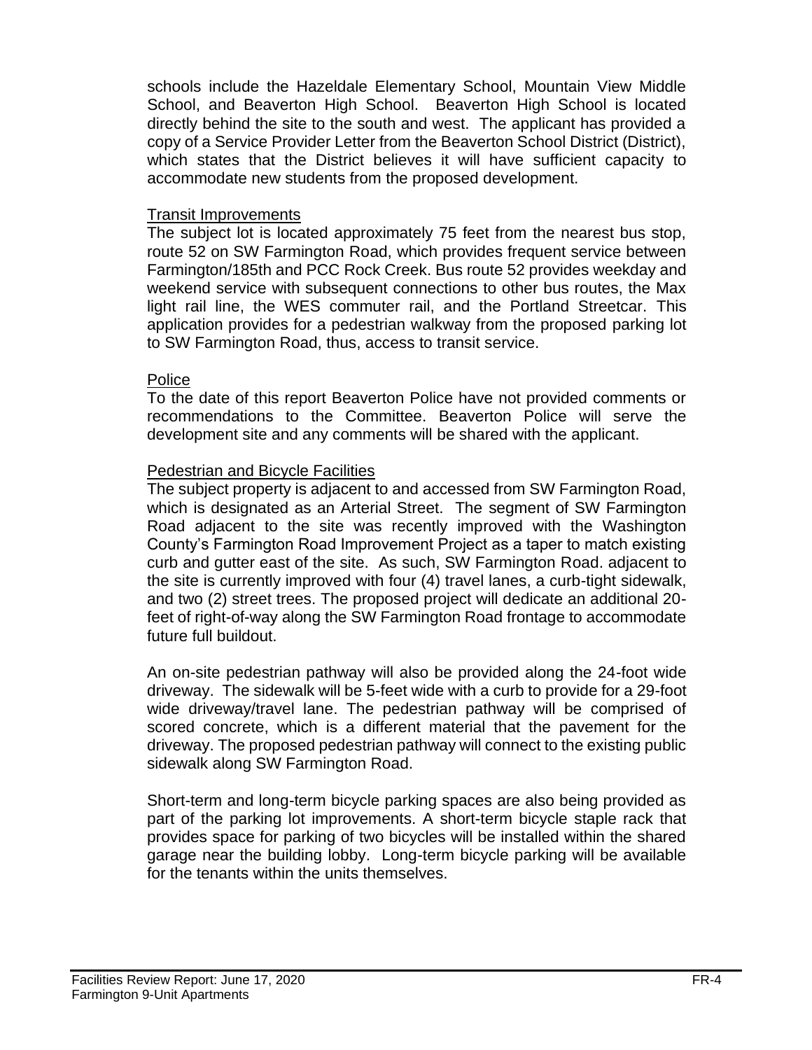schools include the Hazeldale Elementary School, Mountain View Middle School, and Beaverton High School. Beaverton High School is located directly behind the site to the south and west. The applicant has provided a copy of a Service Provider Letter from the Beaverton School District (District), which states that the District believes it will have sufficient capacity to accommodate new students from the proposed development.

Transit Improvements

The subject lot is located approximately 75 feet from the nearest bus stop, route 52 on SW Farmington Road, which provides frequent service between Farmington/185th and PCC Rock Creek. Bus route 52 provides weekday and weekend service with subsequent connections to other bus routes, the Max light rail line, the WES commuter rail, and the Portland Streetcar. This application provides for a pedestrian walkway from the proposed parking lot to SW Farmington Road, thus, access to transit service.

Police

To the date of this report Beaverton Police have not provided comments or recommendations to the Committee. Beaverton Police will serve the development site and any comments will be shared with the applicant.

Pedestrian and Bicycle Facilities

The subject property is adjacent to and accessed from SW Farmington Road, which is designated as an Arterial Street. The segment of SW Farmington Road adjacent to the site was recently improved with the Washington County's Farmington Road Improvement Project as a taper to match existing curb and gutter east of the site. As such, SW Farmington Road. adjacent to the site is currently improved with four (4) travel lanes, a curb-tight sidewalk, and two (2) street trees. The proposed project will dedicate an additional 20-feet of right-of-way along the SW Farmington Road frontage to accommodate future full buildout.

An on-site pedestrian pathway will also be provided along the 24-foot wide driveway. The sidewalk will be 5-feet wide with a curb to provide for a 29-foot wide driveway/travel lane. The pedestrian pathway will be comprised of scored concrete, which is a different material that the pavement for the driveway. The proposed pedestrian pathway will connect to the existing public sidewalk along SW Farmington Road.

Short-term and long-term bicycle parking spaces are also being provided as part of the parking lot improvements. A short-term bicycle staple rack that provides space for parking of two bicycles will be installed within the shared garage near the building lobby. Long-term bicycle parking will be available for the tenants within the units themselves.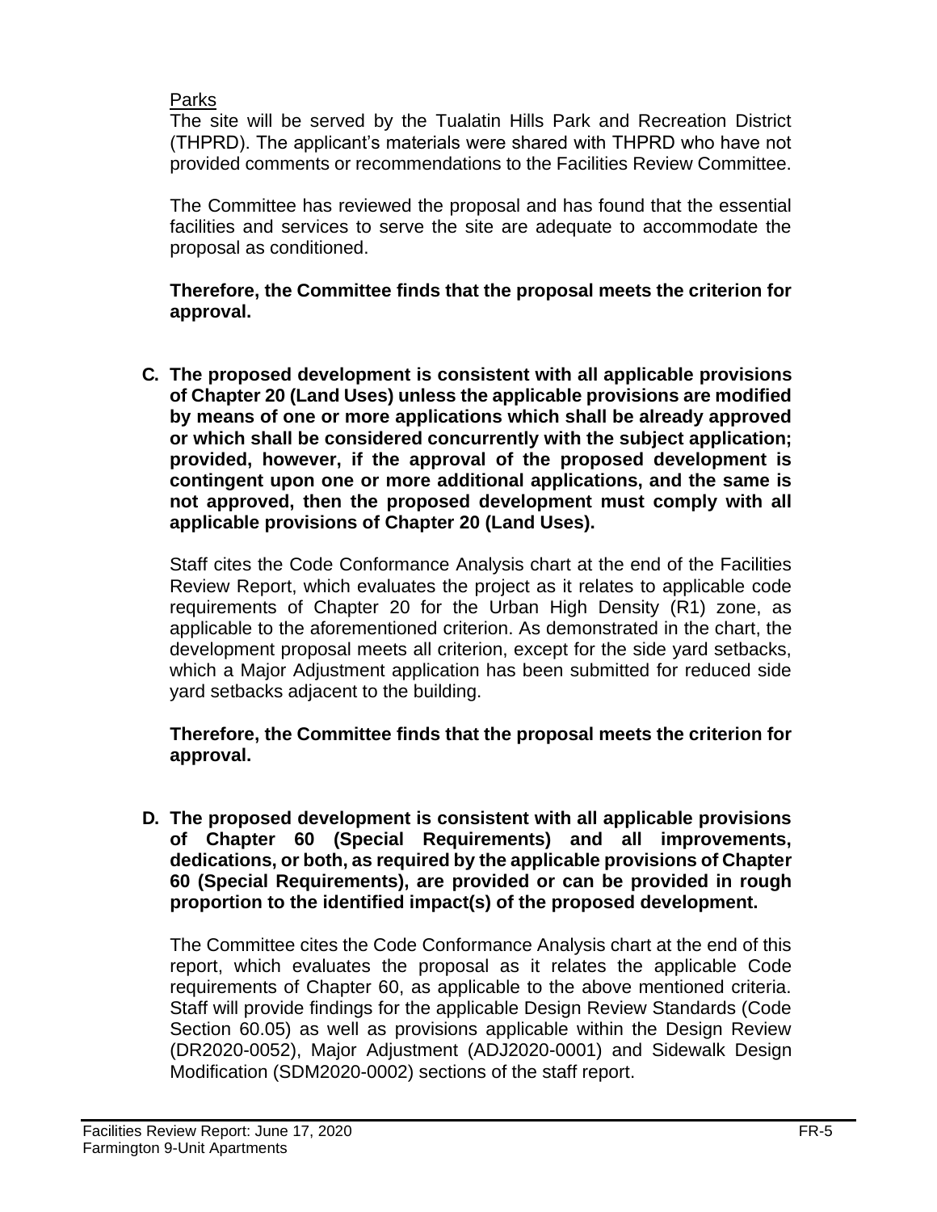Parks

The site will be served by the Tualatin Hills Park and Recreation District (THPRD). The applicant's materials were shared with THPRD who have not provided comments or recommendations to the Facilities Review Committee.

The Committee has reviewed the proposal and has found that the essential facilities and services to serve the site are adequate to accommodate the proposal as conditioned.

**Therefore, the Committee finds that the proposal meets the criterion for approval.**

**C. The proposed development is consistent with all applicable provisions of Chapter 20 (Land Uses) unless the applicable provisions are modified by means of one or more applications which shall be already approved or which shall be considered concurrently with the subject application; provided, however, if the approval of the proposed development is contingent upon one or more additional applications, and the same is not approved, then the proposed development must comply with all applicable provisions of Chapter 20 (Land Uses).**

Staff cites the Code Conformance Analysis chart at the end of the Facilities Review Report, which evaluates the project as it relates to applicable code requirements of Chapter 20 for the Urban High Density (R1) zone, as applicable to the aforementioned criterion. As demonstrated in the chart, the development proposal meets all criterion, except for the side yard setbacks, which a Major Adjustment application has been submitted for reduced side yard setbacks adjacent to the building.

**Therefore, the Committee finds that the proposal meets the criterion for approval.**

**D. The proposed development is consistent with all applicable provisions of Chapter 60 (Special Requirements) and all improvements, dedications, or both, as required by the applicable provisions of Chapter 60 (Special Requirements), are provided or can be provided in rough proportion to the identified impact(s) of the proposed development.**

The Committee cites the Code Conformance Analysis chart at the end of this report, which evaluates the proposal as it relates the applicable Code requirements of Chapter 60, as applicable to the above mentioned criteria. Staff will provide findings for the applicable Design Review Standards (Code Section 60.05) as well as provisions applicable within the Design Review (DR2020-0052), Major Adjustment (ADJ2020-0001) and Sidewalk Design Modification (SDM2020-0002) sections of the staff report.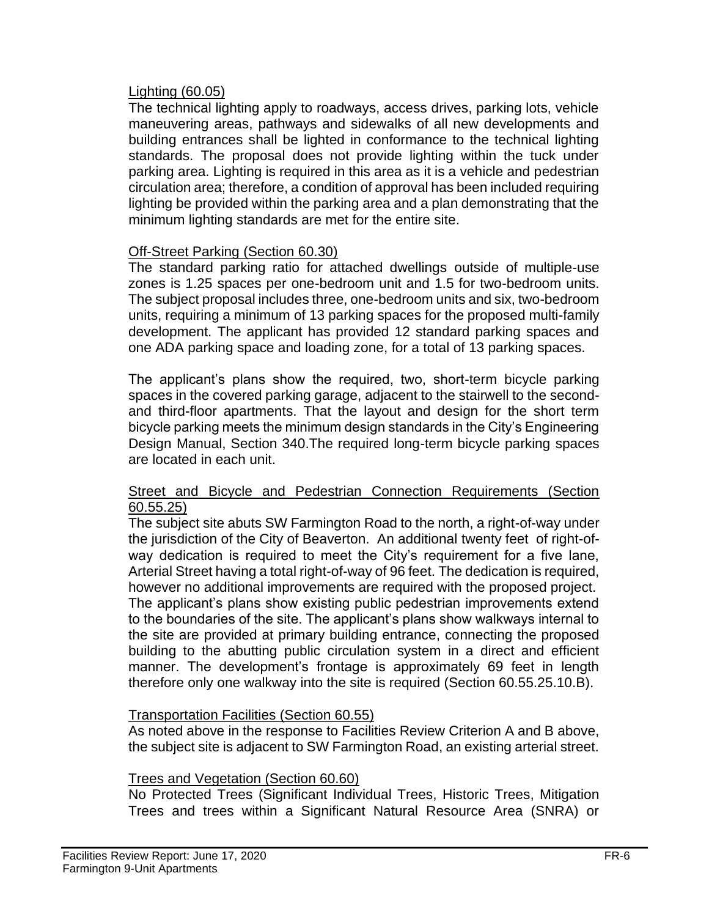Lighting (60.05)

The technical lighting apply to roadways, access drives, parking lots, vehicle maneuvering areas, pathways and sidewalks of all new developments and building entrances shall be lighted in conformance to the technical lighting standards. The proposal does not provide lighting within the tuck under parking area. Lighting is required in this area as it is a vehicle and pedestrian circulation area; therefore, a condition of approval has been included requiring lighting be provided within the parking area and a plan demonstrating that the minimum lighting standards are met for the entire site.

Off-Street Parking (Section 60.30)

The standard parking ratio for attached dwellings outside of multiple-use zones is 1.25 spaces per one-bedroom unit and 1.5 for two-bedroom units. The subject proposal includes three, one-bedroom units and six, two-bedroom units, requiring a minimum of 13 parking spaces for the proposed multi-family development. The applicant has provided 12 standard parking spaces and one ADA parking space and loading zone, for a total of 13 parking spaces.

The applicant's plans show the required, two, short-term bicycle parking spaces in the covered parking garage, adjacent to the stairwell to the second- and third-floor apartments. That the layout and design for the short term bicycle parking meets the minimum design standards in the City's Engineering Design Manual, Section 340.The required long-term bicycle parking spaces are located in each unit.

Street and Bicycle and Pedestrian Connection Requirements (Section 60.55.25)

The subject site abuts SW Farmington Road to the north, a right-of-way under the jurisdiction of the City of Beaverton. An additional twenty feet of right-of-way dedication is required to meet the City's requirement for a five lane, Arterial Street having a total right-of-way of 96 feet. The dedication is required, however no additional improvements are required with the proposed project. The applicant's plans show existing public pedestrian improvements extend to the boundaries of the site. The applicant's plans show walkways internal to the site are provided at primary building entrance, connecting the proposed building to the abutting public circulation system in a direct and efficient manner. The development's frontage is approximately 69 feet in length therefore only one walkway into the site is required (Section 60.55.25.10.B).

Transportation Facilities (Section 60.55)

As noted above in the response to Facilities Review Criterion A and B above, the subject site is adjacent to SW Farmington Road, an existing arterial street.

Trees and Vegetation (Section 60.60)

No Protected Trees (Significant Individual Trees, Historic Trees, Mitigation Trees and trees within a Significant Natural Resource Area (SNRA) or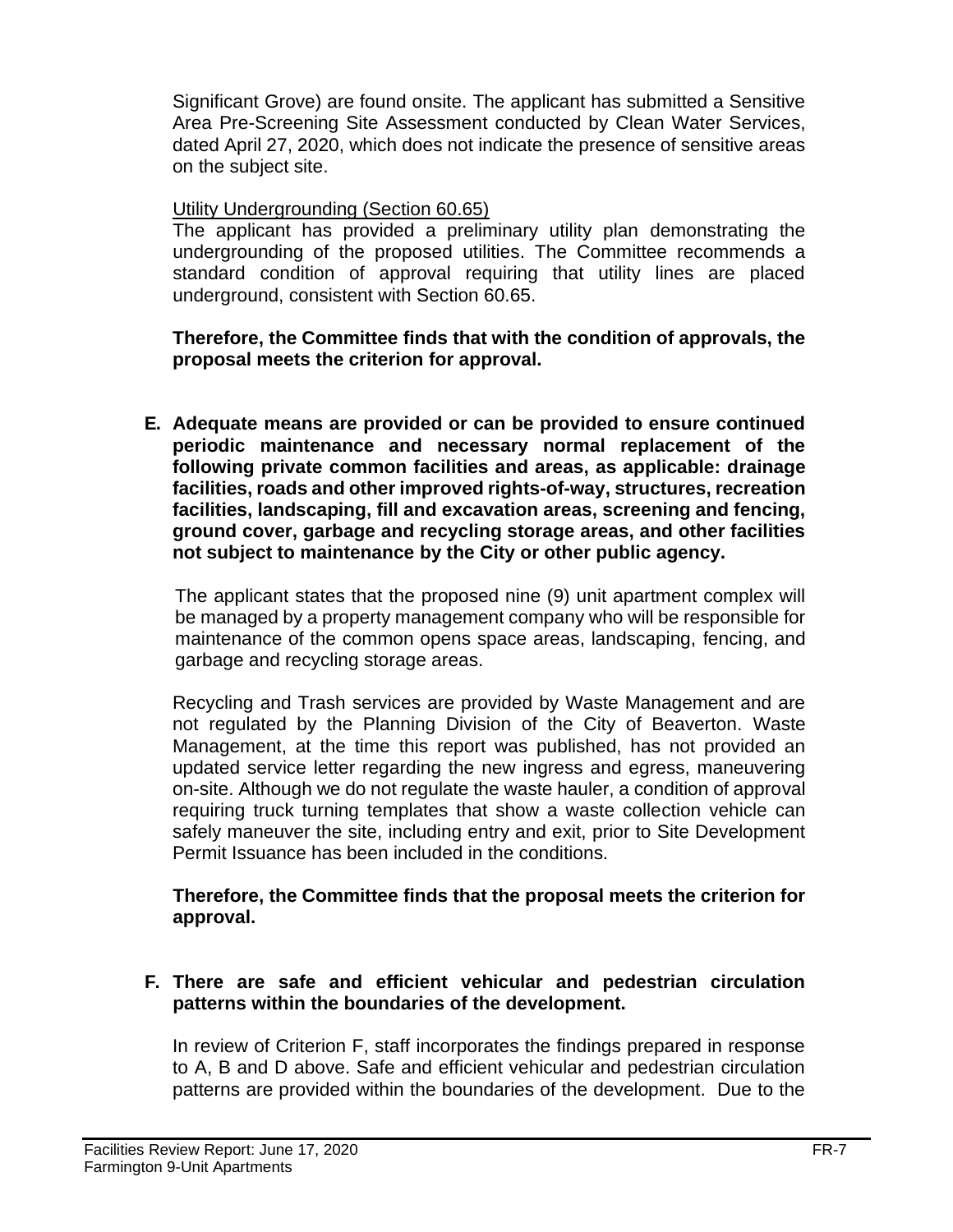Significant Grove) are found onsite. The applicant has submitted a Sensitive Area Pre-Screening Site Assessment conducted by Clean Water Services, dated April 27, 2020, which does not indicate the presence of sensitive areas on the subject site.

Utility Undergrounding (Section 60.65)

The applicant has provided a preliminary utility plan demonstrating the undergrounding of the proposed utilities. The Committee recommends a standard condition of approval requiring that utility lines are placed underground, consistent with Section 60.65.

**Therefore, the Committee finds that with the condition of approvals, the proposal meets the criterion for approval.**

**E. Adequate means are provided or can be provided to ensure continued periodic maintenance and necessary normal replacement of the following private common facilities and areas, as applicable: drainage facilities, roads and other improved rights-of-way, structures, recreation facilities, landscaping, fill and excavation areas, screening and fencing, ground cover, garbage and recycling storage areas, and other facilities not subject to maintenance by the City or other public agency.**

The applicant states that the proposed nine (9) unit apartment complex will be managed by a property management company who will be responsible for maintenance of the common opens space areas, landscaping, fencing, and garbage and recycling storage areas.

Recycling and Trash services are provided by Waste Management and are not regulated by the Planning Division of the City of Beaverton. Waste Management, at the time this report was published, has not provided an updated service letter regarding the new ingress and egress, maneuvering on-site. Although we do not regulate the waste hauler, a condition of approval requiring truck turning templates that show a waste collection vehicle can safely maneuver the site, including entry and exit, prior to Site Development Permit Issuance has been included in the conditions.

**Therefore, the Committee finds that the proposal meets the criterion for approval.**

**F. There are safe and efficient vehicular and pedestrian circulation patterns within the boundaries of the development.**

In review of Criterion F, staff incorporates the findings prepared in response to A, B and D above. Safe and efficient vehicular and pedestrian circulation patterns are provided within the boundaries of the development. Due to the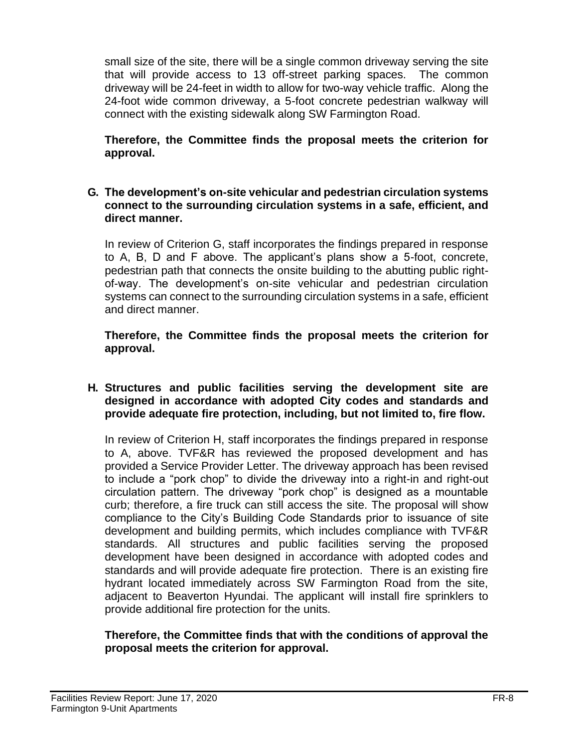small size of the site, there will be a single common driveway serving the site that will provide access to 13 off-street parking spaces. The common driveway will be 24-feet in width to allow for two-way vehicle traffic. Along the 24-foot wide common driveway, a 5-foot concrete pedestrian walkway will connect with the existing sidewalk along SW Farmington Road.

**Therefore, the Committee finds the proposal meets the criterion for approval.**

**G. The development's on-site vehicular and pedestrian circulation systems connect to the surrounding circulation systems in a safe, efficient, and direct manner.**

In review of Criterion G, staff incorporates the findings prepared in response to A, B, D and F above. The applicant's plans show a 5-foot, concrete, pedestrian path that connects the onsite building to the abutting public right-of-way. The development's on-site vehicular and pedestrian circulation systems can connect to the surrounding circulation systems in a safe, efficient and direct manner.

**Therefore, the Committee finds the proposal meets the criterion for approval.**

**H. Structures and public facilities serving the development site are designed in accordance with adopted City codes and standards and provide adequate fire protection, including, but not limited to, fire flow.**

In review of Criterion H, staff incorporates the findings prepared in response to A, above. TVF&R has reviewed the proposed development and has provided a Service Provider Letter. The driveway approach has been revised to include a "pork chop" to divide the driveway into a right-in and right-out circulation pattern. The driveway "pork chop" is designed as a mountable curb; therefore, a fire truck can still access the site. The proposal will show compliance to the City's Building Code Standards prior to issuance of site development and building permits, which includes compliance with TVF&R standards. All structures and public facilities serving the proposed development have been designed in accordance with adopted codes and standards and will provide adequate fire protection. There is an existing fire hydrant located immediately across SW Farmington Road from the site, adjacent to Beaverton Hyundai. The applicant will install fire sprinklers to provide additional fire protection for the units.

**Therefore, the Committee finds that with the conditions of approval the proposal meets the criterion for approval.**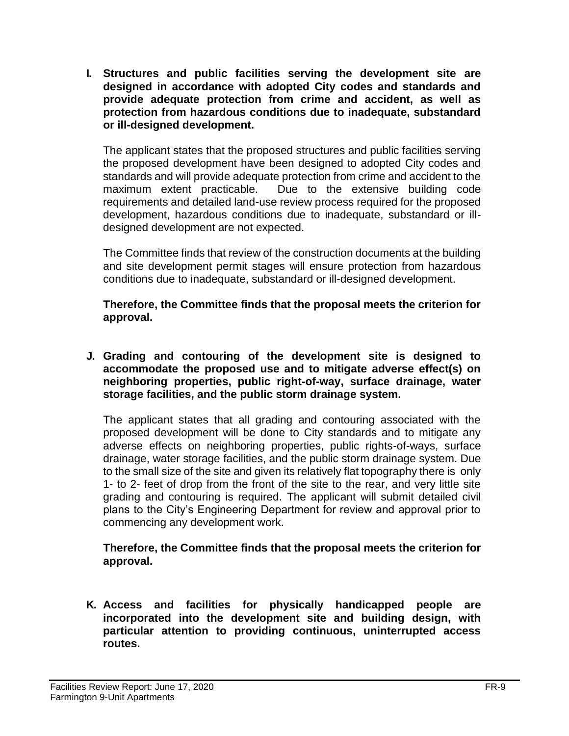**I. Structures and public facilities serving the development site are designed in accordance with adopted City codes and standards and provide adequate protection from crime and accident, as well as protection from hazardous conditions due to inadequate, substandard or ill-designed development.**

The applicant states that the proposed structures and public facilities serving the proposed development have been designed to adopted City codes and standards and will provide adequate protection from crime and accident to the maximum extent practicable. Due to the extensive building code requirements and detailed land-use review process required for the proposed development, hazardous conditions due to inadequate, substandard or ill-designed development are not expected.

The Committee finds that review of the construction documents at the building and site development permit stages will ensure protection from hazardous conditions due to inadequate, substandard or ill-designed development.

**Therefore, the Committee finds that the proposal meets the criterion for approval.**

**J. Grading and contouring of the development site is designed to accommodate the proposed use and to mitigate adverse effect(s) on neighboring properties, public right-of-way, surface drainage, water storage facilities, and the public storm drainage system.**

The applicant states that all grading and contouring associated with the proposed development will be done to City standards and to mitigate any adverse effects on neighboring properties, public rights-of-ways, surface drainage, water storage facilities, and the public storm drainage system. Due to the small size of the site and given its relatively flat topography there is only 1- to 2- feet of drop from the front of the site to the rear, and very little site grading and contouring is required. The applicant will submit detailed civil plans to the City's Engineering Department for review and approval prior to commencing any development work.

**Therefore, the Committee finds that the proposal meets the criterion for approval.**

**K. Access and facilities for physically handicapped people are incorporated into the development site and building design, with particular attention to providing continuous, uninterrupted access routes.**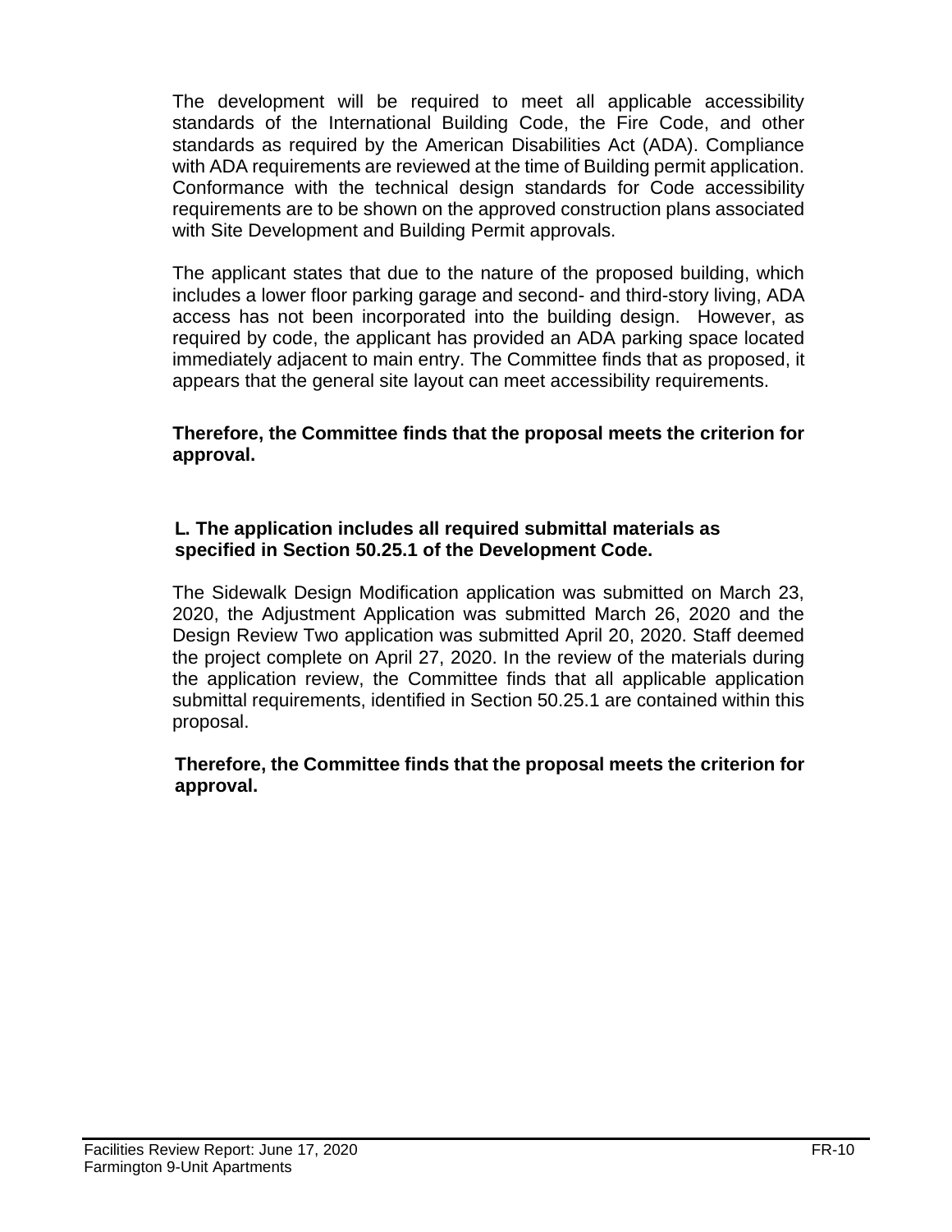The development will be required to meet all applicable accessibility standards of the International Building Code, the Fire Code, and other standards as required by the American Disabilities Act (ADA). Compliance with ADA requirements are reviewed at the time of Building permit application. Conformance with the technical design standards for Code accessibility requirements are to be shown on the approved construction plans associated with Site Development and Building Permit approvals.

The applicant states that due to the nature of the proposed building, which includes a lower floor parking garage and second- and third-story living, ADA access has not been incorporated into the building design. However, as required by code, the applicant has provided an ADA parking space located immediately adjacent to main entry. The Committee finds that as proposed, it appears that the general site layout can meet accessibility requirements.

**Therefore, the Committee finds that the proposal meets the criterion for approval.**

**L. The application includes all required submittal materials as specified in Section 50.25.1 of the Development Code.**

The Sidewalk Design Modification application was submitted on March 23, 2020, the Adjustment Application was submitted March 26, 2020 and the Design Review Two application was submitted April 20, 2020. Staff deemed the project complete on April 27, 2020. In the review of the materials during the application review, the Committee finds that all applicable application submittal requirements, identified in Section 50.25.1 are contained within this proposal.

**Therefore, the Committee finds that the proposal meets the criterion for approval.**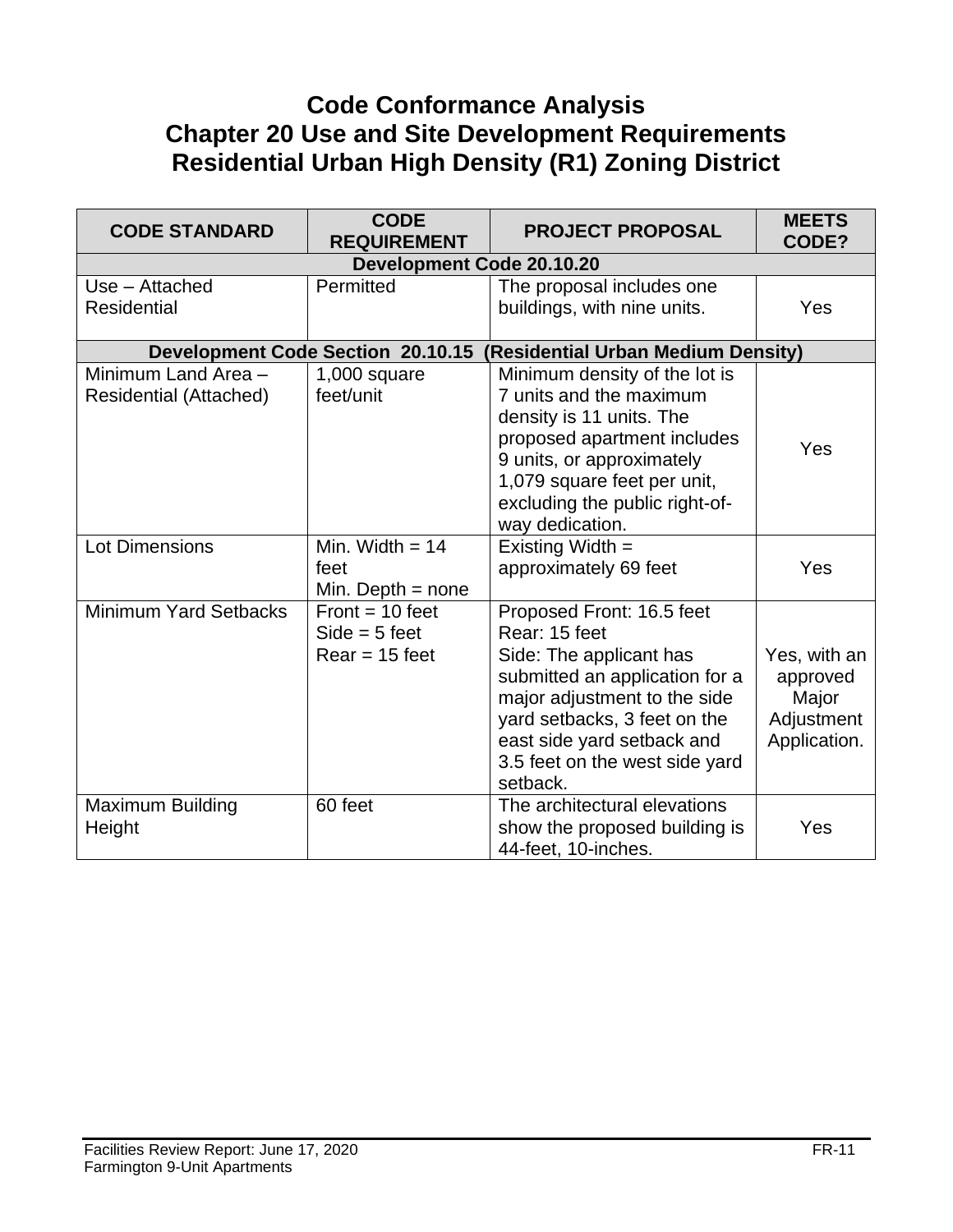# Code Conformance Analysis
# Chapter 20 Use and Site Development Requirements
# Residential Urban High Density (R1) Zoning District

| CODE STANDARD | CODE REQUIREMENT | PROJECT PROPOSAL | MEETS CODE? |
|---|---|---|---|
| **Development Code 20.10.20** | | | |
| Use – Attached Residential | Permitted | The proposal includes one buildings, with nine units. | Yes |
| **Development Code Section 20.10.15 (Residential Urban Medium Density)** | | | |
| Minimum Land Area – Residential (Attached) | 1,000 square feet/unit | Minimum density of the lot is 7 units and the maximum density is 11 units. The proposed apartment includes 9 units, or approximately 1,079 square feet per unit, excluding the public right-of-way dedication. | Yes |
| Lot Dimensions | Min. Width = 14 feet<br>Min. Depth = none | Existing Width = approximately 69 feet | Yes |
| Minimum Yard Setbacks | Front = 10 feet<br>Side = 5 feet<br>Rear = 15 feet | Proposed Front: 16.5 feet<br>Rear: 15 feet<br>Side: The applicant has submitted an application for a major adjustment to the side yard setbacks, 3 feet on the east side yard setback and 3.5 feet on the west side yard setback. | Yes, with an approved Major Adjustment Application. |
| Maximum Building Height | 60 feet | The architectural elevations show the proposed building is 44-feet, 10-inches. | Yes |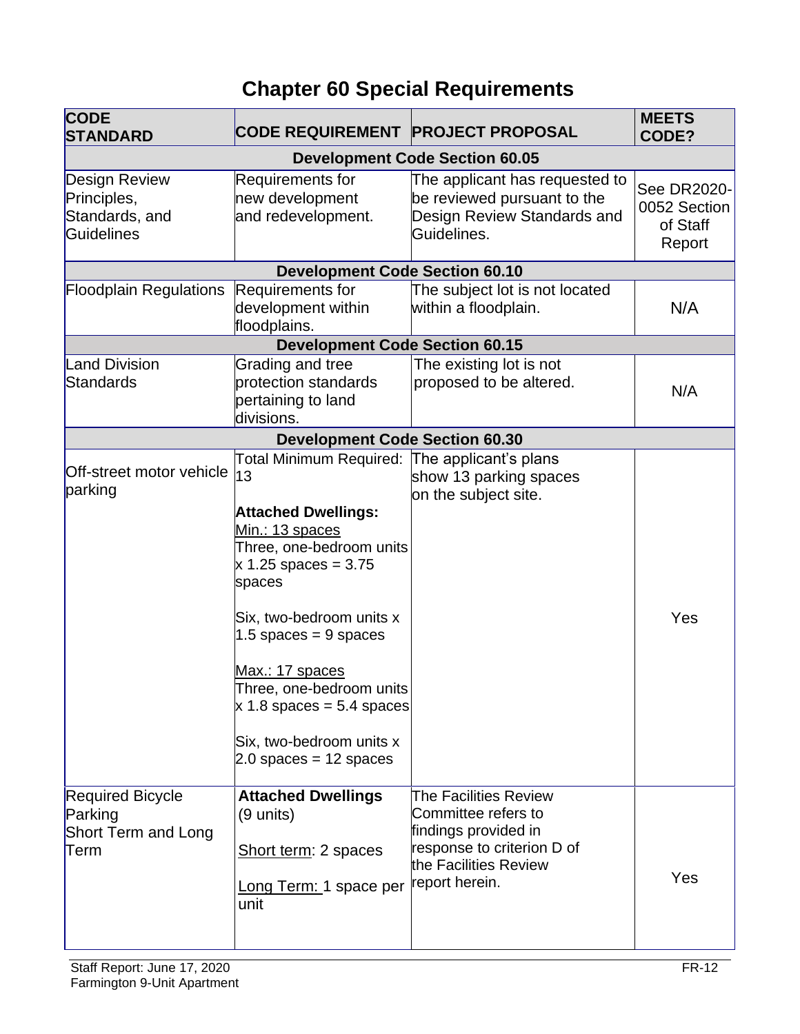# Chapter 60 Special Requirements

| CODE STANDARD | CODE REQUIREMENT | PROJECT PROPOSAL | MEETS CODE? |
|---|---|---|---|
| **Development Code Section 60.05** | | | |
| Design Review Principles, Standards, and Guidelines | Requirements for new development and redevelopment. | The applicant has requested to be reviewed pursuant to the Design Review Standards and Guidelines. | See DR2020-0052 Section of Staff Report |
| **Development Code Section 60.10** | | | |
| Floodplain Regulations | Requirements for development within floodplains. | The subject lot is not located within a floodplain. | N/A |
| **Development Code Section 60.15** | | | |
| Land Division Standards | Grading and tree protection standards pertaining to land divisions. | The existing lot is not proposed to be altered. | N/A |
| **Development Code Section 60.30** | | | |
| Off-street motor vehicle parking | Total Minimum Required: 13<br><br>**Attached Dwellings:**<br>Min.: 13 spaces<br>Three, one-bedroom units x 1.25 spaces = 3.75 spaces<br><br>Six, two-bedroom units x 1.5 spaces = 9 spaces<br><br>Max.: 17 spaces<br>Three, one-bedroom units x 1.8 spaces = 5.4 spaces<br><br>Six, two-bedroom units x 2.0 spaces = 12 spaces | The applicant's plans show 13 parking spaces on the subject site. | Yes |
| Required Bicycle Parking Short Term and Long Term | **Attached Dwellings** (9 units)<br><br>Short term: 2 spaces<br><br>Long Term: 1 space per unit | The Facilities Review Committee refers to findings provided in response to criterion D of the Facilities Review report herein. | Yes |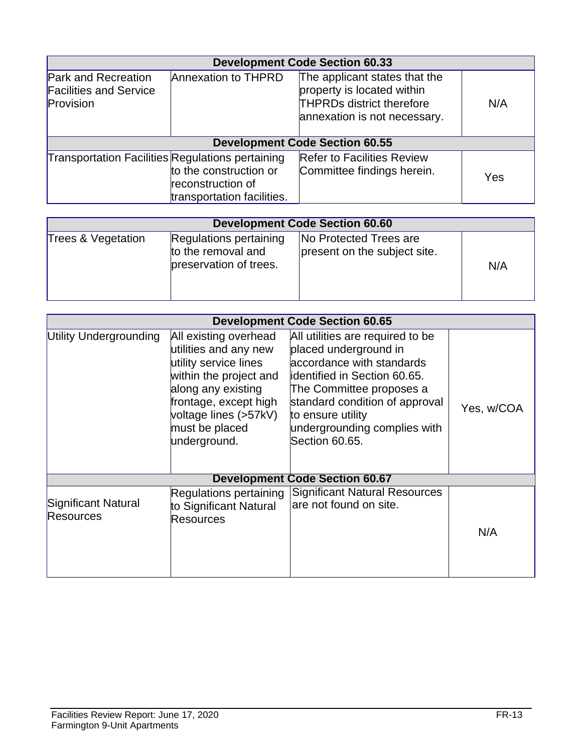| Development Code Section 60.33 | | | |
|---|---|---|---|
| Park and Recreation Facilities and Service Provision | Annexation to THPRD | The applicant states that the property is located within THPRDs district therefore annexation is not necessary. | N/A |
| **Development Code Section 60.55** | | | |
| Transportation Facilities | Regulations pertaining to the construction or reconstruction of transportation facilities. | Refer to Facilities Review Committee findings herein. | Yes |

| Development Code Section 60.60 | | | |
|---|---|---|---|
| Trees & Vegetation | Regulations pertaining to the removal and preservation of trees. | No Protected Trees are present on the subject site. | N/A |

| Development Code Section 60.65 | | | |
|---|---|---|---|
| Utility Undergrounding | All existing overhead utilities and any new utility service lines within the project and along any existing frontage, except high voltage lines (>57kV) must be placed underground. | All utilities are required to be placed underground in accordance with standards identified in Section 60.65. The Committee proposes a standard condition of approval to ensure utility undergrounding complies with Section 60.65. | Yes, w/COA |
| **Development Code Section 60.67** | | | |
| Significant Natural Resources | Regulations pertaining to Significant Natural Resources | Significant Natural Resources are not found on site. | N/A |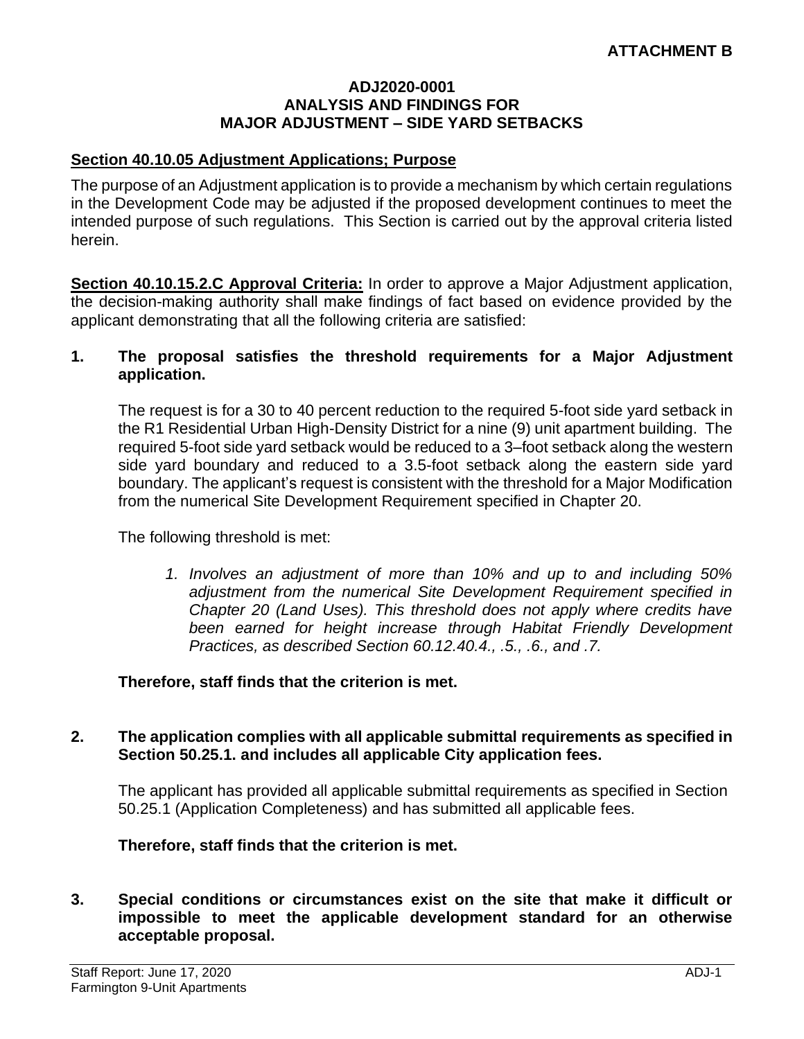**ATTACHMENT B**

**ADJ2020-0001**
**ANALYSIS AND FINDINGS FOR**
**MAJOR ADJUSTMENT – SIDE YARD SETBACKS**

**Section 40.10.05 Adjustment Applications; Purpose**

The purpose of an Adjustment application is to provide a mechanism by which certain regulations in the Development Code may be adjusted if the proposed development continues to meet the intended purpose of such regulations. This Section is carried out by the approval criteria listed herein.

**Section 40.10.15.2.C Approval Criteria:** In order to approve a Major Adjustment application, the decision-making authority shall make findings of fact based on evidence provided by the applicant demonstrating that all the following criteria are satisfied:

**1. The proposal satisfies the threshold requirements for a Major Adjustment application.**

The request is for a 30 to 40 percent reduction to the required 5-foot side yard setback in the R1 Residential Urban High-Density District for a nine (9) unit apartment building. The required 5-foot side yard setback would be reduced to a 3–foot setback along the western side yard boundary and reduced to a 3.5-foot setback along the eastern side yard boundary. The applicant's request is consistent with the threshold for a Major Modification from the numerical Site Development Requirement specified in Chapter 20.

The following threshold is met:

> 1. *Involves an adjustment of more than 10% and up to and including 50% adjustment from the numerical Site Development Requirement specified in Chapter 20 (Land Uses). This threshold does not apply where credits have been earned for height increase through Habitat Friendly Development Practices, as described Section 60.12.40.4., .5., .6., and .7.*

**Therefore, staff finds that the criterion is met.**

**2. The application complies with all applicable submittal requirements as specified in Section 50.25.1. and includes all applicable City application fees.**

The applicant has provided all applicable submittal requirements as specified in Section 50.25.1 (Application Completeness) and has submitted all applicable fees.

**Therefore, staff finds that the criterion is met.**

**3. Special conditions or circumstances exist on the site that make it difficult or impossible to meet the applicable development standard for an otherwise acceptable proposal.**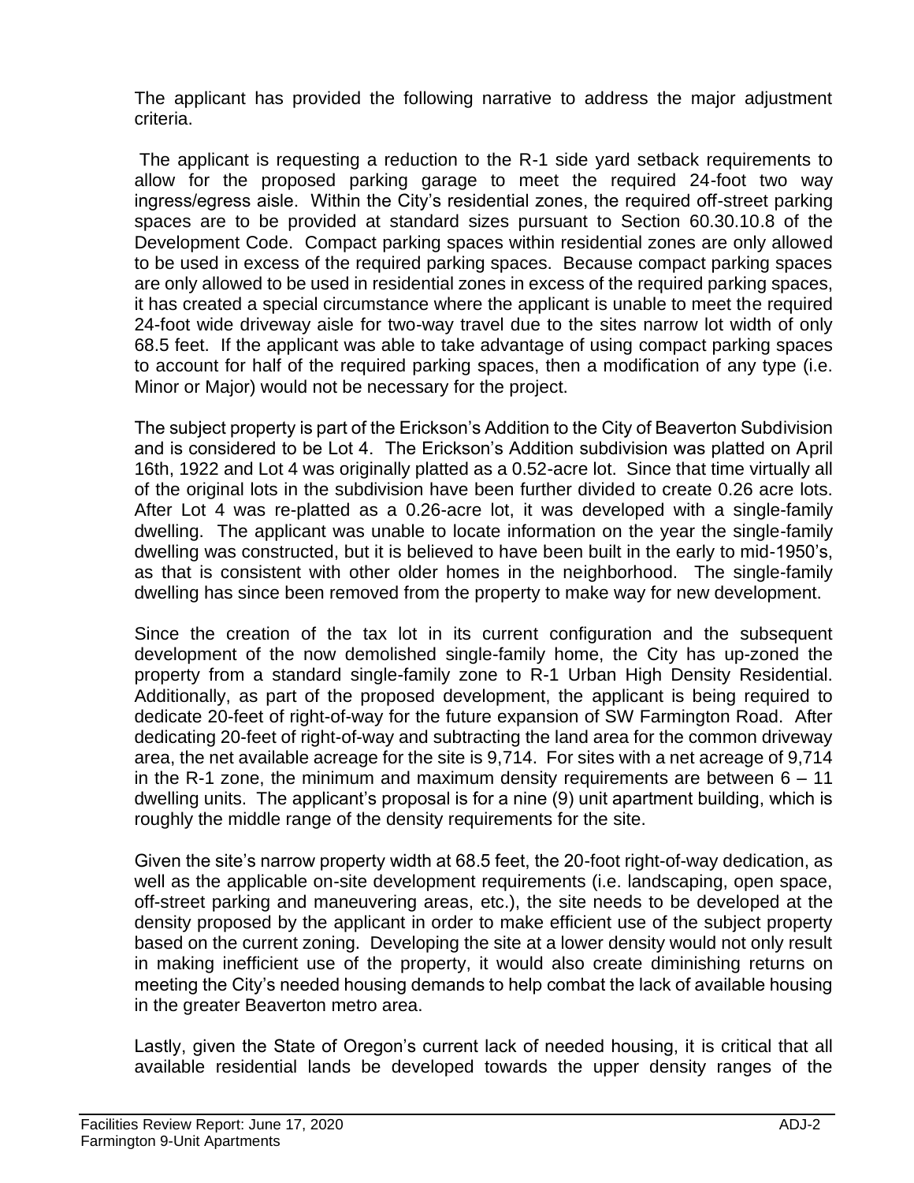The applicant has provided the following narrative to address the major adjustment criteria.

The applicant is requesting a reduction to the R-1 side yard setback requirements to allow for the proposed parking garage to meet the required 24-foot two way ingress/egress aisle. Within the City's residential zones, the required off-street parking spaces are to be provided at standard sizes pursuant to Section 60.30.10.8 of the Development Code. Compact parking spaces within residential zones are only allowed to be used in excess of the required parking spaces. Because compact parking spaces are only allowed to be used in residential zones in excess of the required parking spaces, it has created a special circumstance where the applicant is unable to meet the required 24-foot wide driveway aisle for two-way travel due to the sites narrow lot width of only 68.5 feet. If the applicant was able to take advantage of using compact parking spaces to account for half of the required parking spaces, then a modification of any type (i.e. Minor or Major) would not be necessary for the project.

The subject property is part of the Erickson's Addition to the City of Beaverton Subdivision and is considered to be Lot 4. The Erickson's Addition subdivision was platted on April 16th, 1922 and Lot 4 was originally platted as a 0.52-acre lot. Since that time virtually all of the original lots in the subdivision have been further divided to create 0.26 acre lots. After Lot 4 was re-platted as a 0.26-acre lot, it was developed with a single-family dwelling. The applicant was unable to locate information on the year the single-family dwelling was constructed, but it is believed to have been built in the early to mid-1950's, as that is consistent with other older homes in the neighborhood. The single-family dwelling has since been removed from the property to make way for new development.

Since the creation of the tax lot in its current configuration and the subsequent development of the now demolished single-family home, the City has up-zoned the property from a standard single-family zone to R-1 Urban High Density Residential. Additionally, as part of the proposed development, the applicant is being required to dedicate 20-feet of right-of-way for the future expansion of SW Farmington Road. After dedicating 20-feet of right-of-way and subtracting the land area for the common driveway area, the net available acreage for the site is 9,714. For sites with a net acreage of 9,714 in the R-1 zone, the minimum and maximum density requirements are between 6 – 11 dwelling units. The applicant's proposal is for a nine (9) unit apartment building, which is roughly the middle range of the density requirements for the site.

Given the site's narrow property width at 68.5 feet, the 20-foot right-of-way dedication, as well as the applicable on-site development requirements (i.e. landscaping, open space, off-street parking and maneuvering areas, etc.), the site needs to be developed at the density proposed by the applicant in order to make efficient use of the subject property based on the current zoning. Developing the site at a lower density would not only result in making inefficient use of the property, it would also create diminishing returns on meeting the City's needed housing demands to help combat the lack of available housing in the greater Beaverton metro area.

Lastly, given the State of Oregon's current lack of needed housing, it is critical that all available residential lands be developed towards the upper density ranges of the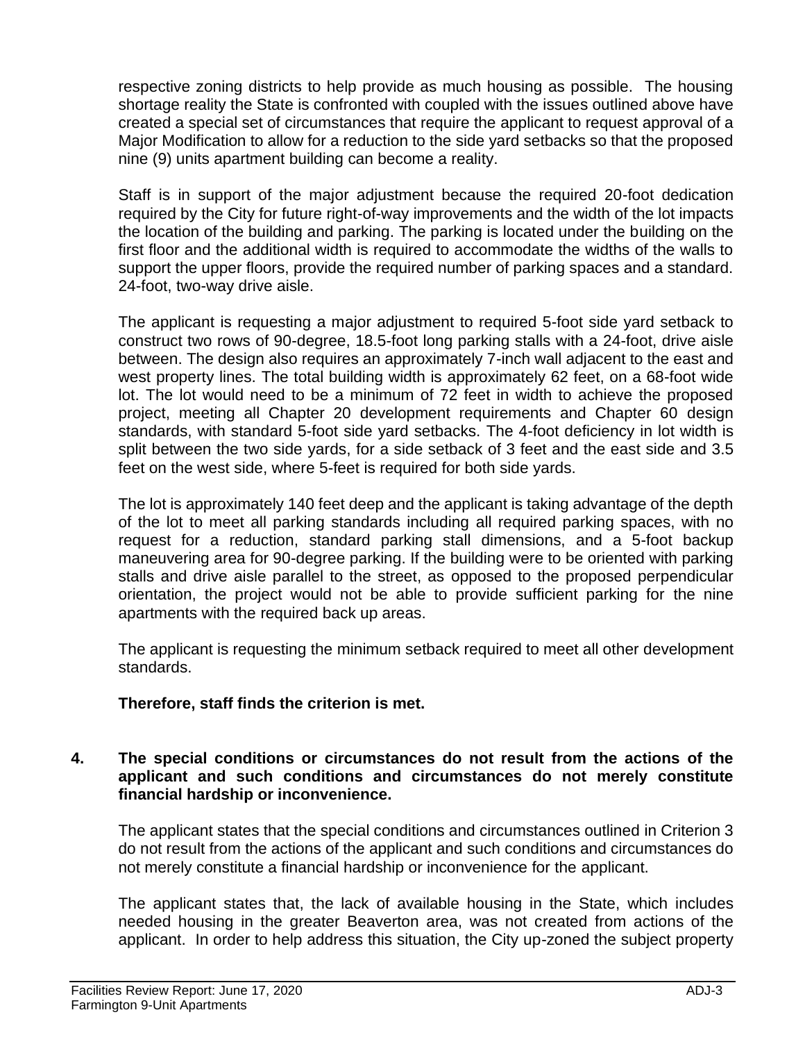respective zoning districts to help provide as much housing as possible. The housing shortage reality the State is confronted with coupled with the issues outlined above have created a special set of circumstances that require the applicant to request approval of a Major Modification to allow for a reduction to the side yard setbacks so that the proposed nine (9) units apartment building can become a reality.

Staff is in support of the major adjustment because the required 20-foot dedication required by the City for future right-of-way improvements and the width of the lot impacts the location of the building and parking. The parking is located under the building on the first floor and the additional width is required to accommodate the widths of the walls to support the upper floors, provide the required number of parking spaces and a standard. 24-foot, two-way drive aisle.

The applicant is requesting a major adjustment to required 5-foot side yard setback to construct two rows of 90-degree, 18.5-foot long parking stalls with a 24-foot, drive aisle between. The design also requires an approximately 7-inch wall adjacent to the east and west property lines. The total building width is approximately 62 feet, on a 68-foot wide lot. The lot would need to be a minimum of 72 feet in width to achieve the proposed project, meeting all Chapter 20 development requirements and Chapter 60 design standards, with standard 5-foot side yard setbacks. The 4-foot deficiency in lot width is split between the two side yards, for a side setback of 3 feet and the east side and 3.5 feet on the west side, where 5-feet is required for both side yards.

The lot is approximately 140 feet deep and the applicant is taking advantage of the depth of the lot to meet all parking standards including all required parking spaces, with no request for a reduction, standard parking stall dimensions, and a 5-foot backup maneuvering area for 90-degree parking. If the building were to be oriented with parking stalls and drive aisle parallel to the street, as opposed to the proposed perpendicular orientation, the project would not be able to provide sufficient parking for the nine apartments with the required back up areas.

The applicant is requesting the minimum setback required to meet all other development standards.

**Therefore, staff finds the criterion is met.**

**4. The special conditions or circumstances do not result from the actions of the applicant and such conditions and circumstances do not merely constitute financial hardship or inconvenience.**

The applicant states that the special conditions and circumstances outlined in Criterion 3 do not result from the actions of the applicant and such conditions and circumstances do not merely constitute a financial hardship or inconvenience for the applicant.

The applicant states that, the lack of available housing in the State, which includes needed housing in the greater Beaverton area, was not created from actions of the applicant. In order to help address this situation, the City up-zoned the subject property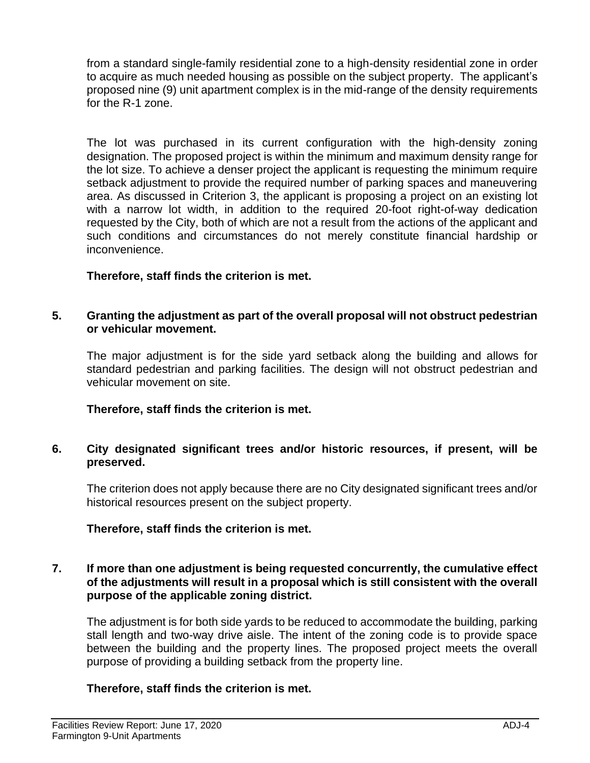from a standard single-family residential zone to a high-density residential zone in order to acquire as much needed housing as possible on the subject property. The applicant's proposed nine (9) unit apartment complex is in the mid-range of the density requirements for the R-1 zone.

The lot was purchased in its current configuration with the high-density zoning designation. The proposed project is within the minimum and maximum density range for the lot size. To achieve a denser project the applicant is requesting the minimum require setback adjustment to provide the required number of parking spaces and maneuvering area. As discussed in Criterion 3, the applicant is proposing a project on an existing lot with a narrow lot width, in addition to the required 20-foot right-of-way dedication requested by the City, both of which are not a result from the actions of the applicant and such conditions and circumstances do not merely constitute financial hardship or inconvenience.

**Therefore, staff finds the criterion is met.**

**5. Granting the adjustment as part of the overall proposal will not obstruct pedestrian or vehicular movement.**

The major adjustment is for the side yard setback along the building and allows for standard pedestrian and parking facilities. The design will not obstruct pedestrian and vehicular movement on site.

**Therefore, staff finds the criterion is met.**

**6. City designated significant trees and/or historic resources, if present, will be preserved.**

The criterion does not apply because there are no City designated significant trees and/or historical resources present on the subject property.

**Therefore, staff finds the criterion is met.**

**7. If more than one adjustment is being requested concurrently, the cumulative effect of the adjustments will result in a proposal which is still consistent with the overall purpose of the applicable zoning district.**

The adjustment is for both side yards to be reduced to accommodate the building, parking stall length and two-way drive aisle. The intent of the zoning code is to provide space between the building and the property lines. The proposed project meets the overall purpose of providing a building setback from the property line.

**Therefore, staff finds the criterion is met.**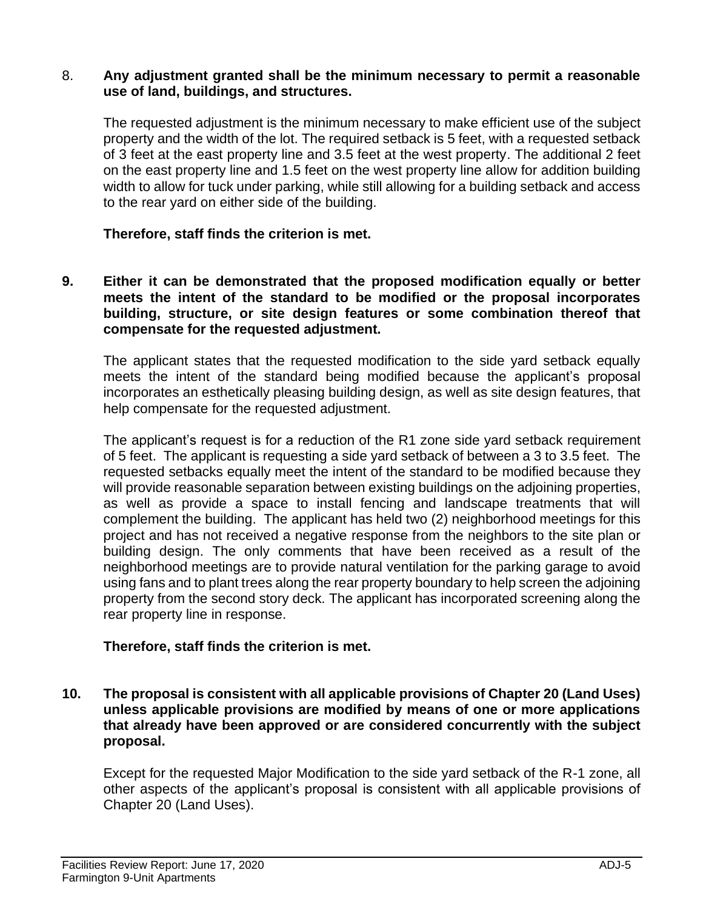8. **Any adjustment granted shall be the minimum necessary to permit a reasonable use of land, buildings, and structures.**

The requested adjustment is the minimum necessary to make efficient use of the subject property and the width of the lot. The required setback is 5 feet, with a requested setback of 3 feet at the east property line and 3.5 feet at the west property. The additional 2 feet on the east property line and 1.5 feet on the west property line allow for addition building width to allow for tuck under parking, while still allowing for a building setback and access to the rear yard on either side of the building.

**Therefore, staff finds the criterion is met.**

**9. Either it can be demonstrated that the proposed modification equally or better meets the intent of the standard to be modified or the proposal incorporates building, structure, or site design features or some combination thereof that compensate for the requested adjustment.**

The applicant states that the requested modification to the side yard setback equally meets the intent of the standard being modified because the applicant's proposal incorporates an esthetically pleasing building design, as well as site design features, that help compensate for the requested adjustment.

The applicant's request is for a reduction of the R1 zone side yard setback requirement of 5 feet. The applicant is requesting a side yard setback of between a 3 to 3.5 feet. The requested setbacks equally meet the intent of the standard to be modified because they will provide reasonable separation between existing buildings on the adjoining properties, as well as provide a space to install fencing and landscape treatments that will complement the building. The applicant has held two (2) neighborhood meetings for this project and has not received a negative response from the neighbors to the site plan or building design. The only comments that have been received as a result of the neighborhood meetings are to provide natural ventilation for the parking garage to avoid using fans and to plant trees along the rear property boundary to help screen the adjoining property from the second story deck. The applicant has incorporated screening along the rear property line in response.

**Therefore, staff finds the criterion is met.**

**10. The proposal is consistent with all applicable provisions of Chapter 20 (Land Uses) unless applicable provisions are modified by means of one or more applications that already have been approved or are considered concurrently with the subject proposal.**

Except for the requested Major Modification to the side yard setback of the R-1 zone, all other aspects of the applicant's proposal is consistent with all applicable provisions of Chapter 20 (Land Uses).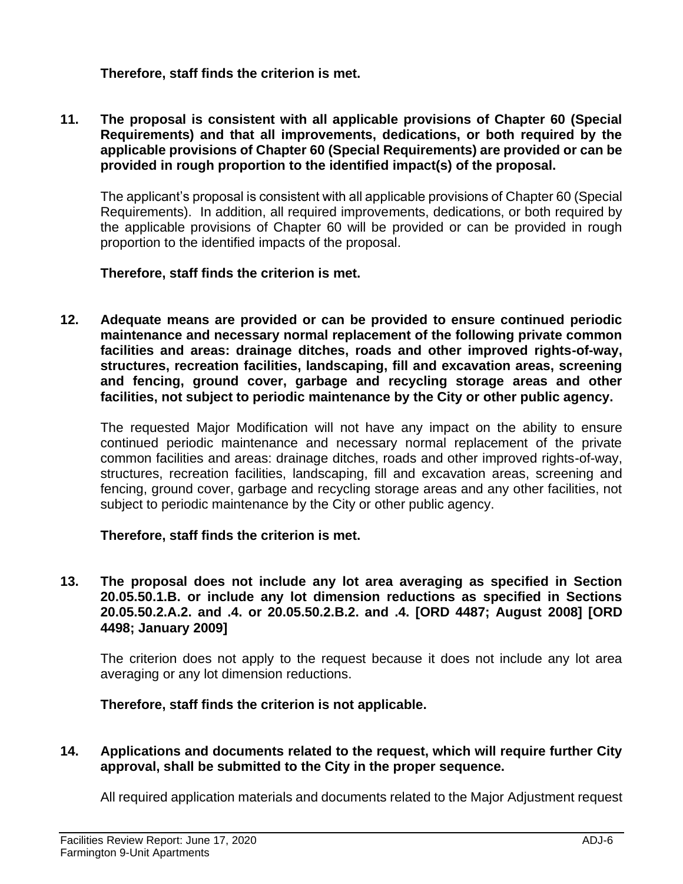**Therefore, staff finds the criterion is met.**

**11. The proposal is consistent with all applicable provisions of Chapter 60 (Special Requirements) and that all improvements, dedications, or both required by the applicable provisions of Chapter 60 (Special Requirements) are provided or can be provided in rough proportion to the identified impact(s) of the proposal.**

The applicant's proposal is consistent with all applicable provisions of Chapter 60 (Special Requirements). In addition, all required improvements, dedications, or both required by the applicable provisions of Chapter 60 will be provided or can be provided in rough proportion to the identified impacts of the proposal.

**Therefore, staff finds the criterion is met.**

**12. Adequate means are provided or can be provided to ensure continued periodic maintenance and necessary normal replacement of the following private common facilities and areas: drainage ditches, roads and other improved rights-of-way, structures, recreation facilities, landscaping, fill and excavation areas, screening and fencing, ground cover, garbage and recycling storage areas and other facilities, not subject to periodic maintenance by the City or other public agency.**

The requested Major Modification will not have any impact on the ability to ensure continued periodic maintenance and necessary normal replacement of the private common facilities and areas: drainage ditches, roads and other improved rights-of-way, structures, recreation facilities, landscaping, fill and excavation areas, screening and fencing, ground cover, garbage and recycling storage areas and any other facilities, not subject to periodic maintenance by the City or other public agency.

**Therefore, staff finds the criterion is met.**

**13. The proposal does not include any lot area averaging as specified in Section 20.05.50.1.B. or include any lot dimension reductions as specified in Sections 20.05.50.2.A.2. and .4. or 20.05.50.2.B.2. and .4. [ORD 4487; August 2008] [ORD 4498; January 2009]**

The criterion does not apply to the request because it does not include any lot area averaging or any lot dimension reductions.

**Therefore, staff finds the criterion is not applicable.**

**14. Applications and documents related to the request, which will require further City approval, shall be submitted to the City in the proper sequence.**

All required application materials and documents related to the Major Adjustment request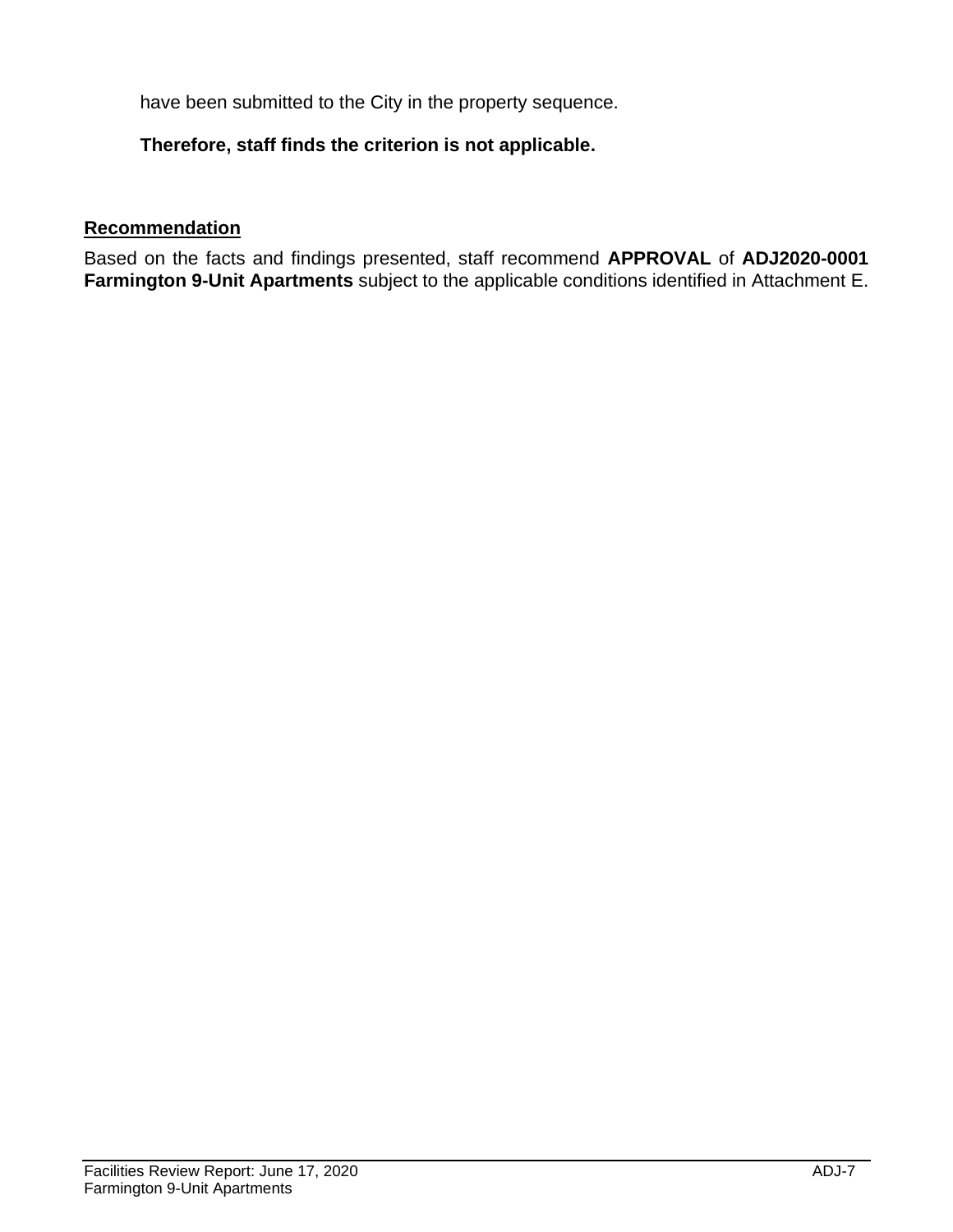have been submitted to the City in the property sequence.

**Therefore, staff finds the criterion is not applicable.**

## Recommendation

Based on the facts and findings presented, staff recommend **APPROVAL** of **ADJ2020-0001 Farmington 9-Unit Apartments** subject to the applicable conditions identified in Attachment E.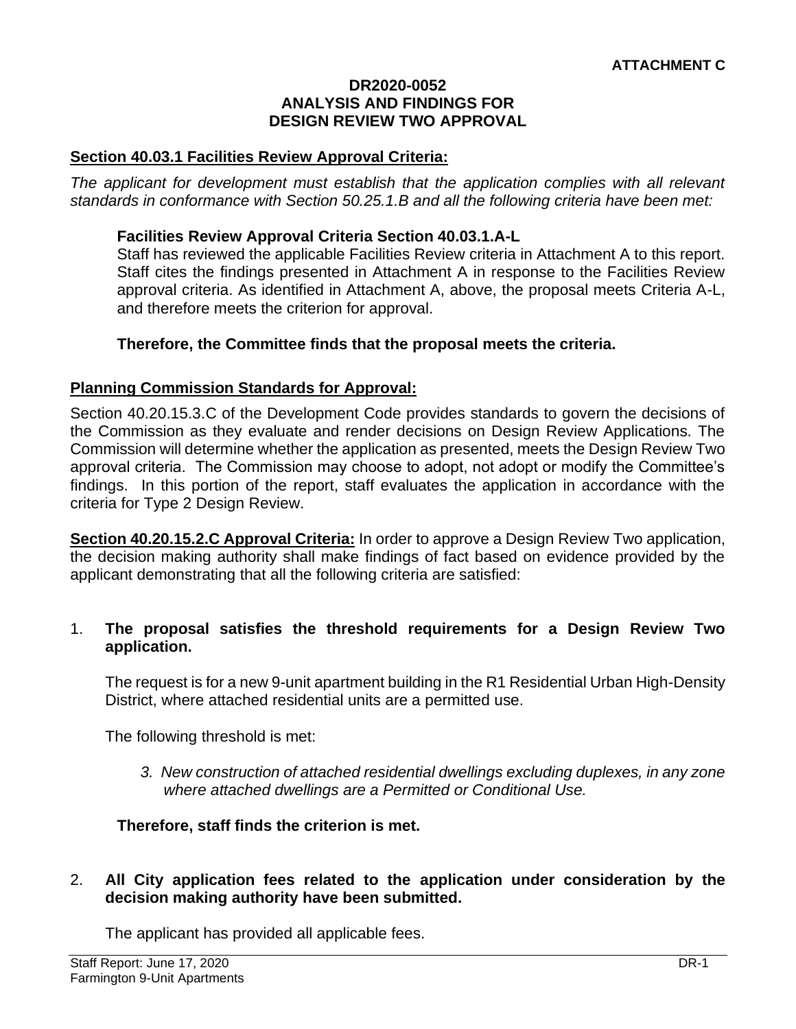**ATTACHMENT C**

**DR2020-0052**
**ANALYSIS AND FINDINGS FOR**
**DESIGN REVIEW TWO APPROVAL**

**Section 40.03.1 Facilities Review Approval Criteria:**

*The applicant for development must establish that the application complies with all relevant standards in conformance with Section 50.25.1.B and all the following criteria have been met:*

**Facilities Review Approval Criteria Section 40.03.1.A-L**

Staff has reviewed the applicable Facilities Review criteria in Attachment A to this report. Staff cites the findings presented in Attachment A in response to the Facilities Review approval criteria. As identified in Attachment A, above, the proposal meets Criteria A-L, and therefore meets the criterion for approval.

**Therefore, the Committee finds that the proposal meets the criteria.**

**Planning Commission Standards for Approval:**

Section 40.20.15.3.C of the Development Code provides standards to govern the decisions of the Commission as they evaluate and render decisions on Design Review Applications. The Commission will determine whether the application as presented, meets the Design Review Two approval criteria. The Commission may choose to adopt, not adopt or modify the Committee's findings. In this portion of the report, staff evaluates the application in accordance with the criteria for Type 2 Design Review.

**Section 40.20.15.2.C Approval Criteria:** In order to approve a Design Review Two application, the decision making authority shall make findings of fact based on evidence provided by the applicant demonstrating that all the following criteria are satisfied:

1. **The proposal satisfies the threshold requirements for a Design Review Two application.**

   The request is for a new 9-unit apartment building in the R1 Residential Urban High-Density District, where attached residential units are a permitted use.

   The following threshold is met:

   *3. New construction of attached residential dwellings excluding duplexes, in any zone where attached dwellings are a Permitted or Conditional Use.*

   **Therefore, staff finds the criterion is met.**

2. **All City application fees related to the application under consideration by the decision making authority have been submitted.**

   The applicant has provided all applicable fees.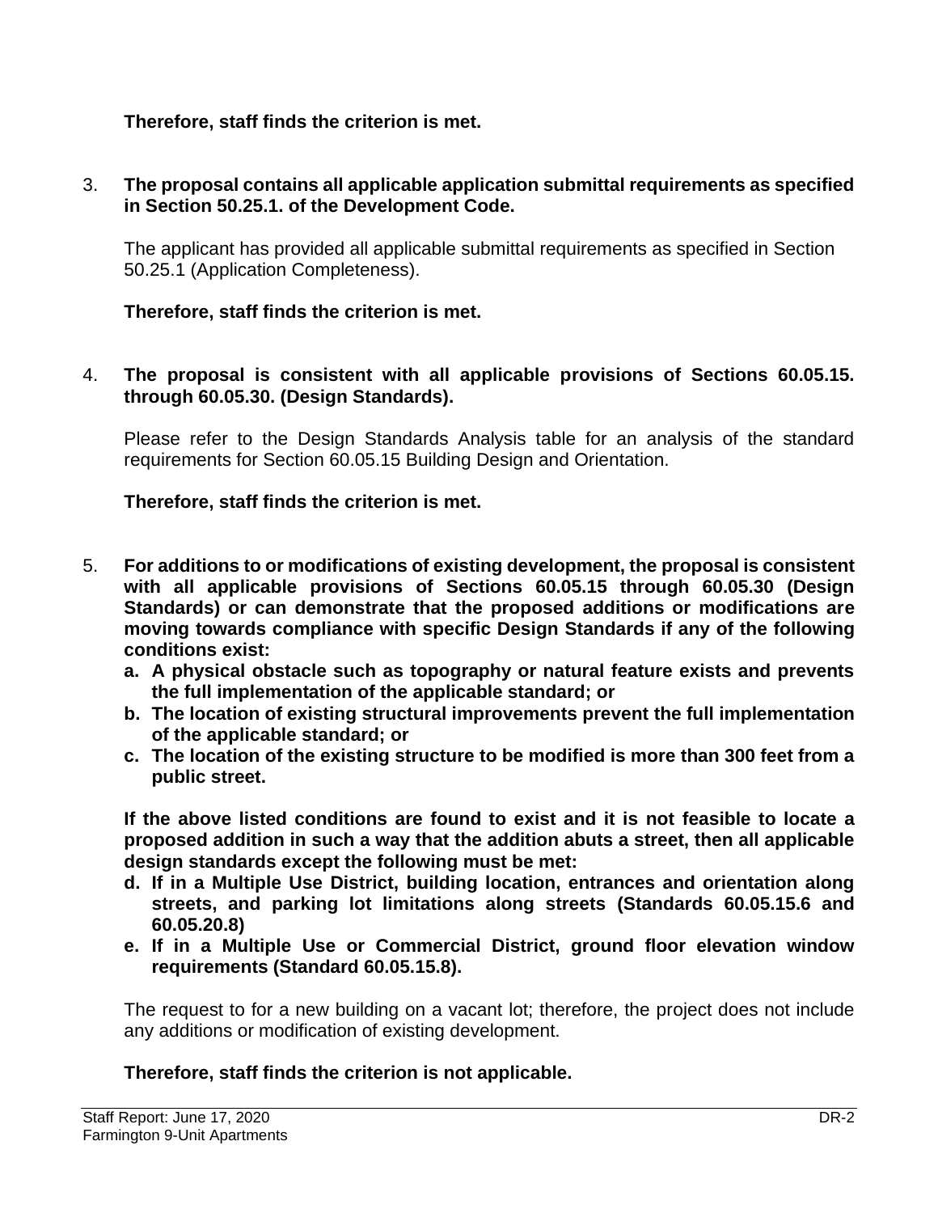**Therefore, staff finds the criterion is met.**

3. **The proposal contains all applicable application submittal requirements as specified in Section 50.25.1. of the Development Code.**

   The applicant has provided all applicable submittal requirements as specified in Section 50.25.1 (Application Completeness).

   **Therefore, staff finds the criterion is met.**

4. **The proposal is consistent with all applicable provisions of Sections 60.05.15. through 60.05.30. (Design Standards).**

   Please refer to the Design Standards Analysis table for an analysis of the standard requirements for Section 60.05.15 Building Design and Orientation.

   **Therefore, staff finds the criterion is met.**

5. **For additions to or modifications of existing development, the proposal is consistent with all applicable provisions of Sections 60.05.15 through 60.05.30 (Design Standards) or can demonstrate that the proposed additions or modifications are moving towards compliance with specific Design Standards if any of the following conditions exist:**
   - **a. A physical obstacle such as topography or natural feature exists and prevents the full implementation of the applicable standard; or**
   - **b. The location of existing structural improvements prevent the full implementation of the applicable standard; or**
   - **c. The location of the existing structure to be modified is more than 300 feet from a public street.**

   **If the above listed conditions are found to exist and it is not feasible to locate a proposed addition in such a way that the addition abuts a street, then all applicable design standards except the following must be met:**
   - **d. If in a Multiple Use District, building location, entrances and orientation along streets, and parking lot limitations along streets (Standards 60.05.15.6 and 60.05.20.8)**
   - **e. If in a Multiple Use or Commercial District, ground floor elevation window requirements (Standard 60.05.15.8).**

   The request to for a new building on a vacant lot; therefore, the project does not include any additions or modification of existing development.

   **Therefore, staff finds the criterion is not applicable.**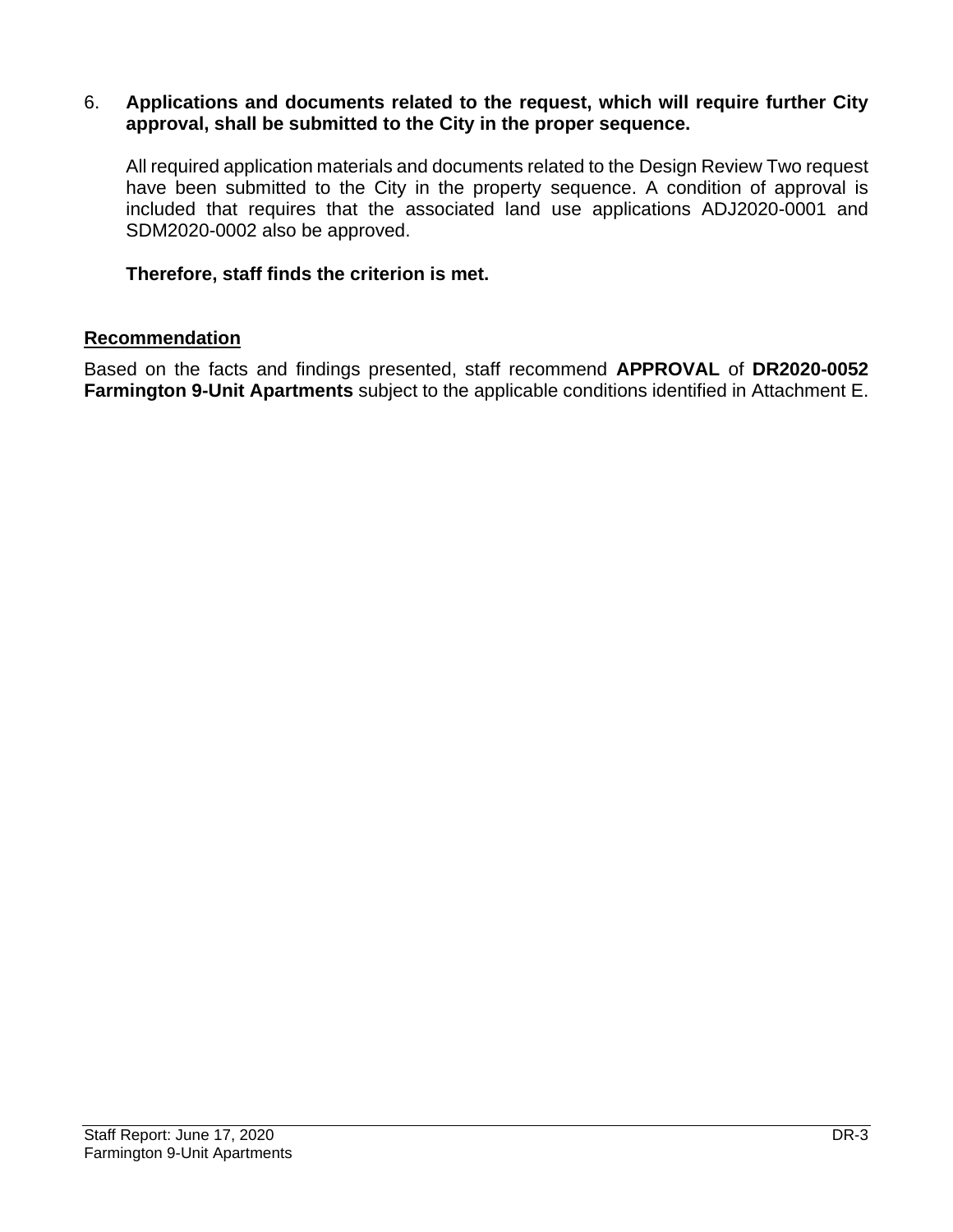6. **Applications and documents related to the request, which will require further City approval, shall be submitted to the City in the proper sequence.**

   All required application materials and documents related to the Design Review Two request have been submitted to the City in the property sequence. A condition of approval is included that requires that the associated land use applications ADJ2020-0001 and SDM2020-0002 also be approved.

   **Therefore, staff finds the criterion is met.**

## Recommendation

Based on the facts and findings presented, staff recommend **APPROVAL** of **DR2020-0052 Farmington 9-Unit Apartments** subject to the applicable conditions identified in Attachment E.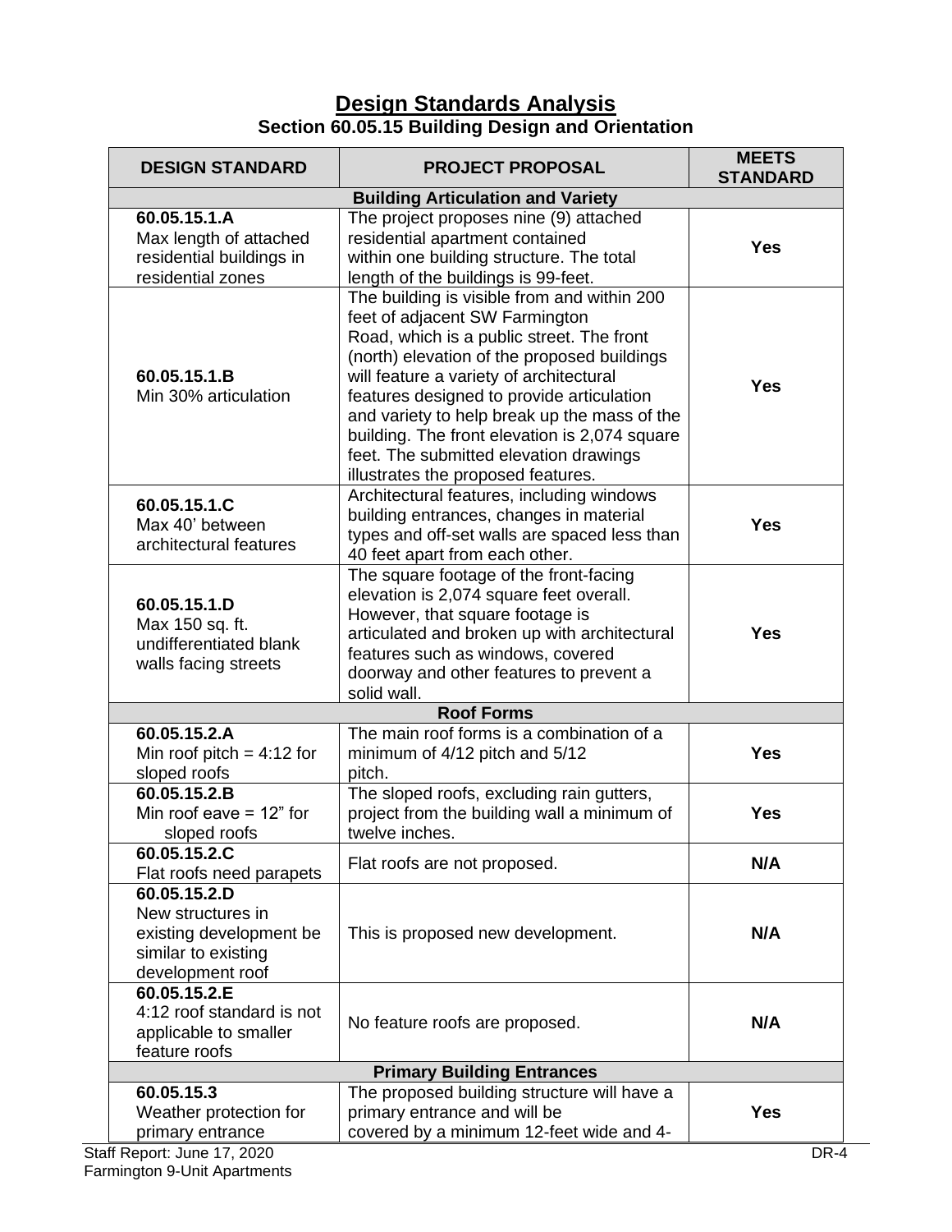## Design Standards Analysis

### Section 60.05.15 Building Design and Orientation

| DESIGN STANDARD | PROJECT PROPOSAL | MEETS STANDARD |
|---|---|---|
| **Building Articulation and Variety** | | |
| **60.05.15.1.A** Max length of attached residential buildings in residential zones | The project proposes nine (9) attached residential apartment contained within one building structure. The total length of the buildings is 99-feet. | **Yes** |
| **60.05.15.1.B** Min 30% articulation | The building is visible from and within 200 feet of adjacent SW Farmington Road, which is a public street. The front (north) elevation of the proposed buildings will feature a variety of architectural features designed to provide articulation and variety to help break up the mass of the building. The front elevation is 2,074 square feet. The submitted elevation drawings illustrates the proposed features. | **Yes** |
| **60.05.15.1.C** Max 40' between architectural features | Architectural features, including windows building entrances, changes in material types and off-set walls are spaced less than 40 feet apart from each other. | **Yes** |
| **60.05.15.1.D** Max 150 sq. ft. undifferentiated blank walls facing streets | The square footage of the front-facing elevation is 2,074 square feet overall. However, that square footage is articulated and broken up with architectural features such as windows, covered doorway and other features to prevent a solid wall. | **Yes** |
| **Roof Forms** | | |
| **60.05.15.2.A** Min roof pitch = 4:12 for sloped roofs | The main roof forms is a combination of a minimum of 4/12 pitch and 5/12 pitch. | **Yes** |
| **60.05.15.2.B** Min roof eave = 12" for sloped roofs | The sloped roofs, excluding rain gutters, project from the building wall a minimum of twelve inches. | **Yes** |
| **60.05.15.2.C** Flat roofs need parapets | Flat roofs are not proposed. | **N/A** |
| **60.05.15.2.D** New structures in existing development be similar to existing development roof | This is proposed new development. | **N/A** |
| **60.05.15.2.E** 4:12 roof standard is not applicable to smaller feature roofs | No feature roofs are proposed. | **N/A** |
| **Primary Building Entrances** | | |
| **60.05.15.3** Weather protection for primary entrance | The proposed building structure will have a primary entrance and will be covered by a minimum 12-feet wide and 4- | **Yes** |

Staff Report: June 17, 2020
Farmington 9-Unit Apartments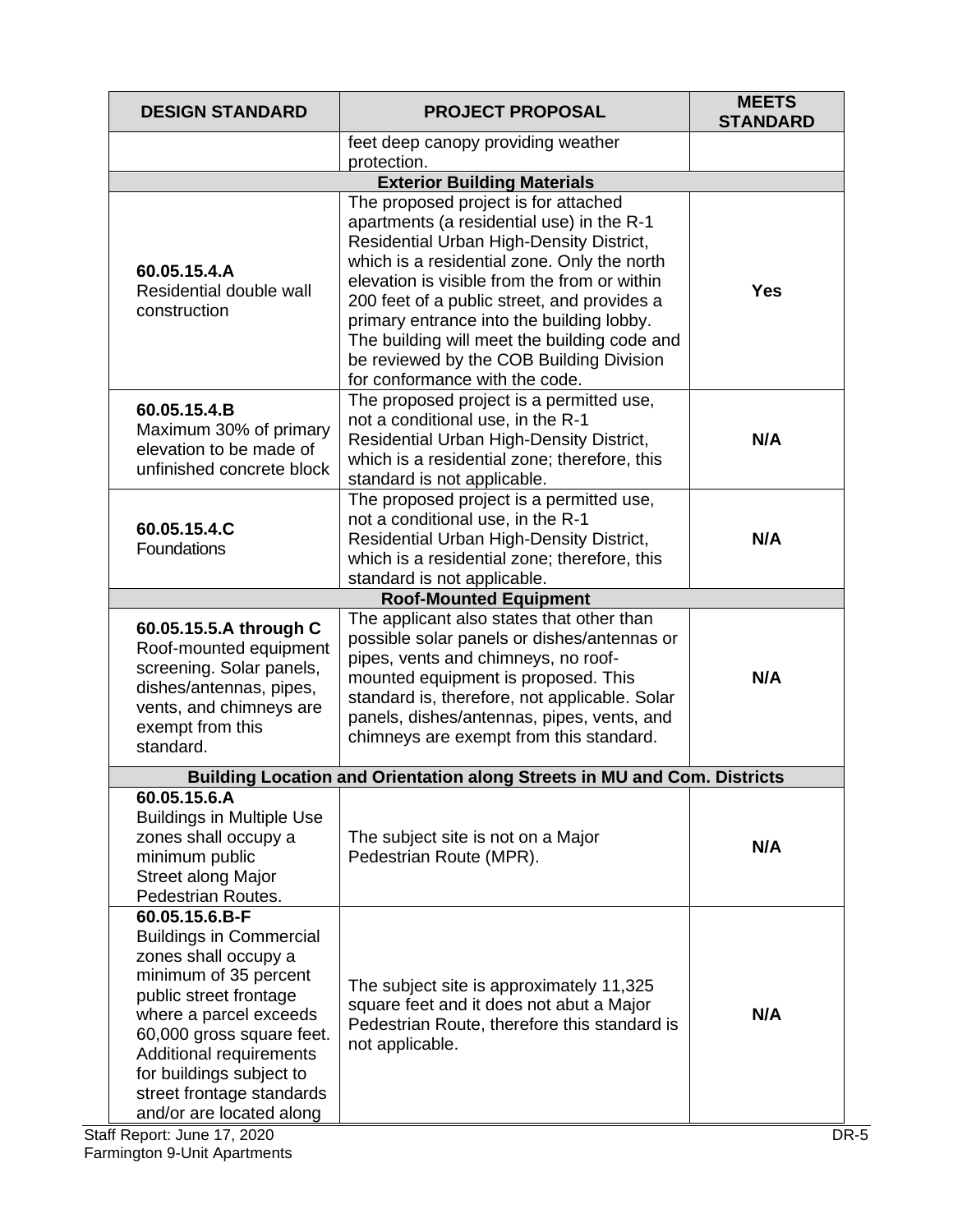| DESIGN STANDARD | PROJECT PROPOSAL | MEETS STANDARD |
|---|---|---|
| | feet deep canopy providing weather protection. | |
| **Exterior Building Materials** | | |
| **60.05.15.4.A** Residential double wall construction | The proposed project is for attached apartments (a residential use) in the R-1 Residential Urban High-Density District, which is a residential zone. Only the north elevation is visible from the from or within 200 feet of a public street, and provides a primary entrance into the building lobby. The building will meet the building code and be reviewed by the COB Building Division for conformance with the code. | **Yes** |
| **60.05.15.4.B** Maximum 30% of primary elevation to be made of unfinished concrete block | The proposed project is a permitted use, not a conditional use, in the R-1 Residential Urban High-Density District, which is a residential zone; therefore, this standard is not applicable. | **N/A** |
| **60.05.15.4.C** Foundations | The proposed project is a permitted use, not a conditional use, in the R-1 Residential Urban High-Density District, which is a residential zone; therefore, this standard is not applicable. | **N/A** |
| **Roof-Mounted Equipment** | | |
| **60.05.15.5.A through C** Roof-mounted equipment screening. Solar panels, dishes/antennas, pipes, vents, and chimneys are exempt from this standard. | The applicant also states that other than possible solar panels or dishes/antennas or pipes, vents and chimneys, no roof-mounted equipment is proposed. This standard is, therefore, not applicable. Solar panels, dishes/antennas, pipes, vents, and chimneys are exempt from this standard. | **N/A** |
| **Building Location and Orientation along Streets in MU and Com. Districts** | | |
| **60.05.15.6.A** Buildings in Multiple Use zones shall occupy a minimum public Street along Major Pedestrian Routes. | The subject site is not on a Major Pedestrian Route (MPR). | **N/A** |
| **60.05.15.6.B-F** Buildings in Commercial zones shall occupy a minimum of 35 percent public street frontage where a parcel exceeds 60,000 gross square feet. Additional requirements for buildings subject to street frontage standards and/or are located along | The subject site is approximately 11,325 square feet and it does not abut a Major Pedestrian Route, therefore this standard is not applicable. | **N/A** |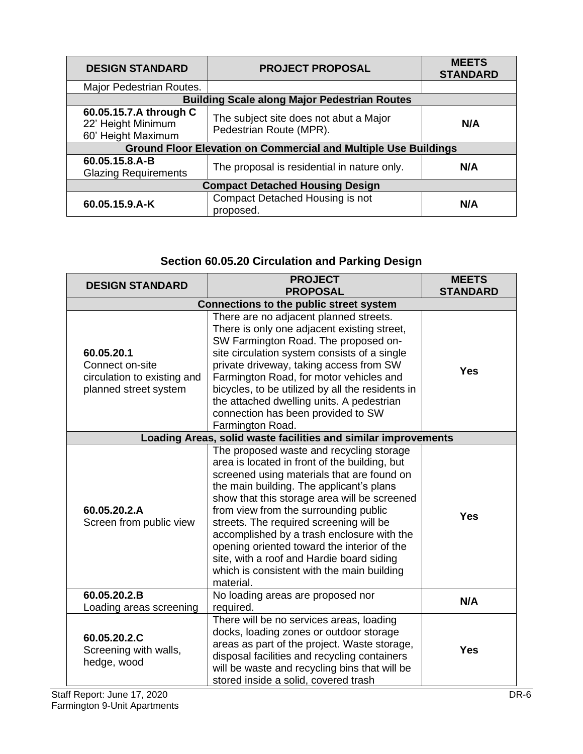| DESIGN STANDARD | PROJECT PROPOSAL | MEETS STANDARD |
|---|---|---|
| Major Pedestrian Routes. | | |
| **Building Scale along Major Pedestrian Routes** | | |
| **60.05.15.7.A through C** 22' Height Minimum 60' Height Maximum | The subject site does not abut a Major Pedestrian Route (MPR). | **N/A** |
| **Ground Floor Elevation on Commercial and Multiple Use Buildings** | | |
| **60.05.15.8.A-B** Glazing Requirements | The proposal is residential in nature only. | **N/A** |
| **Compact Detached Housing Design** | | |
| **60.05.15.9.A-K** | Compact Detached Housing is not proposed. | **N/A** |

## Section 60.05.20 Circulation and Parking Design

| DESIGN STANDARD | PROJECT PROPOSAL | MEETS STANDARD |
|---|---|---|
| **Connections to the public street system** | | |
| **60.05.20.1** Connect on-site circulation to existing and planned street system | There are no adjacent planned streets. There is only one adjacent existing street, SW Farmington Road. The proposed on-site circulation system consists of a single private driveway, taking access from SW Farmington Road, for motor vehicles and bicycles, to be utilized by all the residents in the attached dwelling units. A pedestrian connection has been provided to SW Farmington Road. | **Yes** |
| **Loading Areas, solid waste facilities and similar improvements** | | |
| **60.05.20.2.A** Screen from public view | The proposed waste and recycling storage area is located in front of the building, but screened using materials that are found on the main building. The applicant's plans show that this storage area will be screened from view from the surrounding public streets. The required screening will be accomplished by a trash enclosure with the opening oriented toward the interior of the site, with a roof and Hardie board siding which is consistent with the main building material. | **Yes** |
| **60.05.20.2.B** Loading areas screening | No loading areas are proposed nor required. | **N/A** |
| **60.05.20.2.C** Screening with walls, hedge, wood | There will be no services areas, loading docks, loading zones or outdoor storage areas as part of the project. Waste storage, disposal facilities and recycling containers will be waste and recycling bins that will be stored inside a solid, covered trash | **Yes** |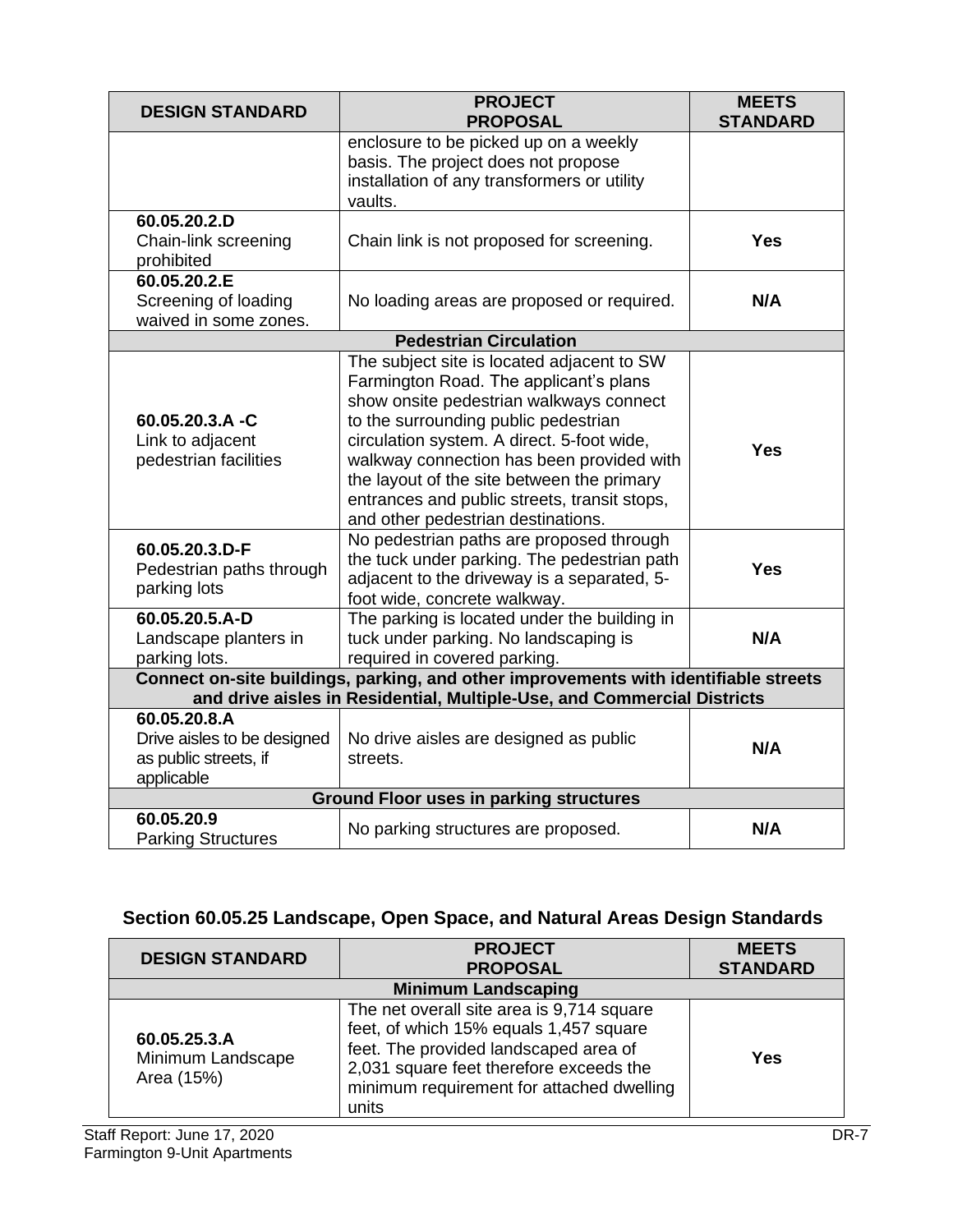| DESIGN STANDARD | PROJECT PROPOSAL | MEETS STANDARD |
|---|---|---|
| | enclosure to be picked up on a weekly basis. The project does not propose installation of any transformers or utility vaults. | |
| **60.05.20.2.D** Chain-link screening prohibited | Chain link is not proposed for screening. | **Yes** |
| **60.05.20.2.E** Screening of loading waived in some zones. | No loading areas are proposed or required. | **N/A** |
| **Pedestrian Circulation** | | |
| **60.05.20.3.A -C** Link to adjacent pedestrian facilities | The subject site is located adjacent to SW Farmington Road. The applicant's plans show onsite pedestrian walkways connect to the surrounding public pedestrian circulation system. A direct. 5-foot wide, walkway connection has been provided with the layout of the site between the primary entrances and public streets, transit stops, and other pedestrian destinations. | **Yes** |
| **60.05.20.3.D-F** Pedestrian paths through parking lots | No pedestrian paths are proposed through the tuck under parking. The pedestrian path adjacent to the driveway is a separated, 5-foot wide, concrete walkway. | **Yes** |
| **60.05.20.5.A-D** Landscape planters in parking lots. | The parking is located under the building in tuck under parking. No landscaping is required in covered parking. | **N/A** |
| **Connect on-site buildings, parking, and other improvements with identifiable streets and drive aisles in Residential, Multiple-Use, and Commercial Districts** | | |
| **60.05.20.8.A** Drive aisles to be designed as public streets, if applicable | No drive aisles are designed as public streets. | **N/A** |
| **Ground Floor uses in parking structures** | | |
| **60.05.20.9** Parking Structures | No parking structures are proposed. | **N/A** |

## Section 60.05.25 Landscape, Open Space, and Natural Areas Design Standards

| DESIGN STANDARD | PROJECT PROPOSAL | MEETS STANDARD |
|---|---|---|
| **Minimum Landscaping** | | |
| **60.05.25.3.A** Minimum Landscape Area (15%) | The net overall site area is 9,714 square feet, of which 15% equals 1,457 square feet. The provided landscaped area of 2,031 square feet therefore exceeds the minimum requirement for attached dwelling units | **Yes** |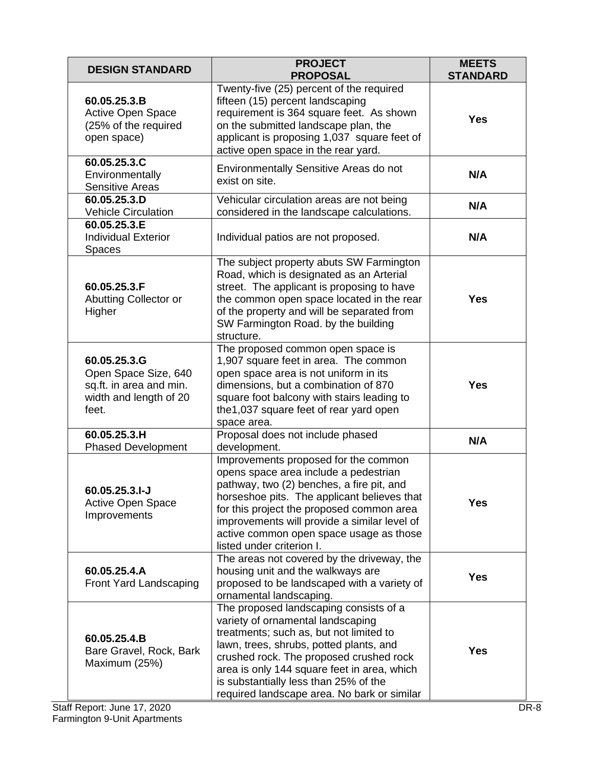| DESIGN STANDARD | PROJECT PROPOSAL | MEETS STANDARD |
|---|---|---|
| **60.05.25.3.B** Active Open Space (25% of the required open space) | Twenty-five (25) percent of the required fifteen (15) percent landscaping requirement is 364 square feet. As shown on the submitted landscape plan, the applicant is proposing 1,037 square feet of active open space in the rear yard. | **Yes** |
| **60.05.25.3.C** Environmentally Sensitive Areas | Environmentally Sensitive Areas do not exist on site. | **N/A** |
| **60.05.25.3.D** Vehicle Circulation | Vehicular circulation areas are not being considered in the landscape calculations. | **N/A** |
| **60.05.25.3.E** Individual Exterior Spaces | Individual patios are not proposed. | **N/A** |
| **60.05.25.3.F** Abutting Collector or Higher | The subject property abuts SW Farmington Road, which is designated as an Arterial street. The applicant is proposing to have the common open space located in the rear of the property and will be separated from SW Farmington Road. by the building structure. | **Yes** |
| **60.05.25.3.G** Open Space Size, 640 sq.ft. in area and min. width and length of 20 feet. | The proposed common open space is 1,907 square feet in area. The common open space area is not uniform in its dimensions, but a combination of 870 square foot balcony with stairs leading to the1,037 square feet of rear yard open space area. | **Yes** |
| **60.05.25.3.H** Phased Development | Proposal does not include phased development. | **N/A** |
| **60.05.25.3.I-J** Active Open Space Improvements | Improvements proposed for the common opens space area include a pedestrian pathway, two (2) benches, a fire pit, and horseshoe pits. The applicant believes that for this project the proposed common area improvements will provide a similar level of active common open space usage as those listed under criterion I. | **Yes** |
| **60.05.25.4.A** Front Yard Landscaping | The areas not covered by the driveway, the housing unit and the walkways are proposed to be landscaped with a variety of ornamental landscaping. | **Yes** |
| **60.05.25.4.B** Bare Gravel, Rock, Bark Maximum (25%) | The proposed landscaping consists of a variety of ornamental landscaping treatments; such as, but not limited to lawn, trees, shrubs, potted plants, and crushed rock. The proposed crushed rock area is only 144 square feet in area, which is substantially less than 25% of the required landscape area. No bark or similar | **Yes** |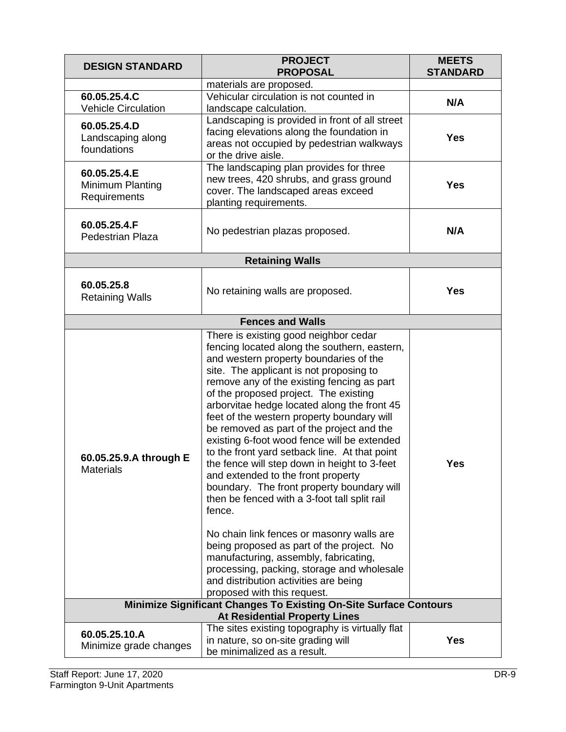| DESIGN STANDARD | PROJECT PROPOSAL | MEETS STANDARD |
|---|---|---|
| | materials are proposed. | |
| **60.05.25.4.C** Vehicle Circulation | Vehicular circulation is not counted in landscape calculation. | **N/A** |
| **60.05.25.4.D** Landscaping along foundations | Landscaping is provided in front of all street facing elevations along the foundation in areas not occupied by pedestrian walkways or the drive aisle. | **Yes** |
| **60.05.25.4.E** Minimum Planting Requirements | The landscaping plan provides for three new trees, 420 shrubs, and grass ground cover. The landscaped areas exceed planting requirements. | **Yes** |
| **60.05.25.4.F** Pedestrian Plaza | No pedestrian plazas proposed. | **N/A** |
| **Retaining Walls** | | |
| **60.05.25.8** Retaining Walls | No retaining walls are proposed. | **Yes** |
| **Fences and Walls** | | |
| **60.05.25.9.A through E** Materials | There is existing good neighbor cedar fencing located along the southern, eastern, and western property boundaries of the site. The applicant is not proposing to remove any of the existing fencing as part of the proposed project. The existing arborvitae hedge located along the front 45 feet of the western property boundary will be removed as part of the project and the existing 6-foot wood fence will be extended to the front yard setback line. At that point the fence will step down in height to 3-feet and extended to the front property boundary. The front property boundary will then be fenced with a 3-foot tall split rail fence.<br><br>No chain link fences or masonry walls are being proposed as part of the project. No manufacturing, assembly, fabricating, processing, packing, storage and wholesale and distribution activities are being proposed with this request. | **Yes** |
| **Minimize Significant Changes To Existing On-Site Surface Contours At Residential Property Lines** | | |
| **60.05.25.10.A** Minimize grade changes | The sites existing topography is virtually flat in nature, so on-site grading will be minimalized as a result. | **Yes** |

Staff Report: June 17, 2020
Farmington 9-Unit Apartments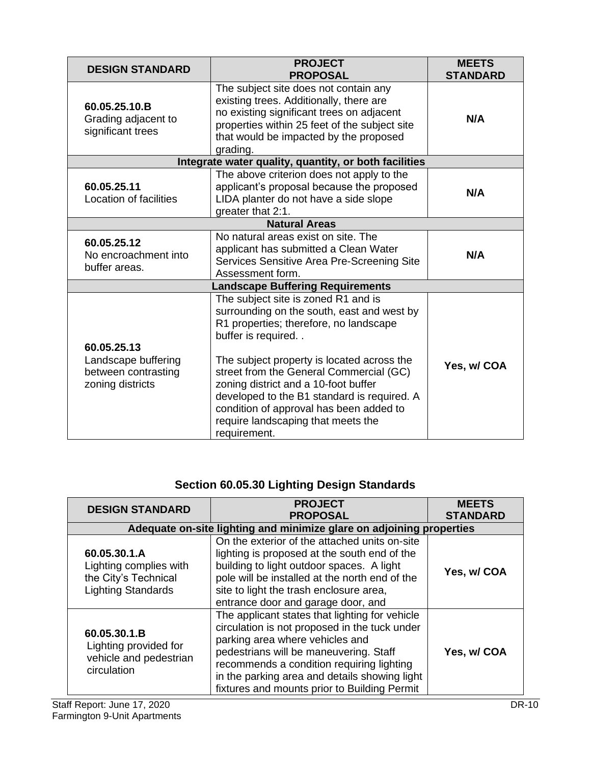| DESIGN STANDARD | PROJECT PROPOSAL | MEETS STANDARD |
|---|---|---|
| **60.05.25.10.B** Grading adjacent to significant trees | The subject site does not contain any existing trees. Additionally, there are no existing significant trees on adjacent properties within 25 feet of the subject site that would be impacted by the proposed grading. | **N/A** |
| **Integrate water quality, quantity, or both facilities** | | |
| **60.05.25.11** Location of facilities | The above criterion does not apply to the applicant's proposal because the proposed LIDA planter do not have a side slope greater that 2:1. | **N/A** |
| **Natural Areas** | | |
| **60.05.25.12** No encroachment into buffer areas. | No natural areas exist on site. The applicant has submitted a Clean Water Services Sensitive Area Pre-Screening Site Assessment form. | **N/A** |
| **Landscape Buffering Requirements** | | |
| **60.05.25.13** Landscape buffering between contrasting zoning districts | The subject site is zoned R1 and is surrounding on the south, east and west by R1 properties; therefore, no landscape buffer is required. .<br><br>The subject property is located across the street from the General Commercial (GC) zoning district and a 10-foot buffer developed to the B1 standard is required. A condition of approval has been added to require landscaping that meets the requirement. | **Yes, w/ COA** |

## Section 60.05.30 Lighting Design Standards

| DESIGN STANDARD | PROJECT PROPOSAL | MEETS STANDARD |
|---|---|---|
| **Adequate on-site lighting and minimize glare on adjoining properties** | | |
| **60.05.30.1.A** Lighting complies with the City's Technical Lighting Standards | On the exterior of the attached units on-site lighting is proposed at the south end of the building to light outdoor spaces. A light pole will be installed at the north end of the site to light the trash enclosure area, entrance door and garage door, and | **Yes, w/ COA** |
| **60.05.30.1.B** Lighting provided for vehicle and pedestrian circulation | The applicant states that lighting for vehicle circulation is not proposed in the tuck under parking area where vehicles and pedestrians will be maneuvering. Staff recommends a condition requiring lighting in the parking area and details showing light fixtures and mounts prior to Building Permit | **Yes, w/ COA** |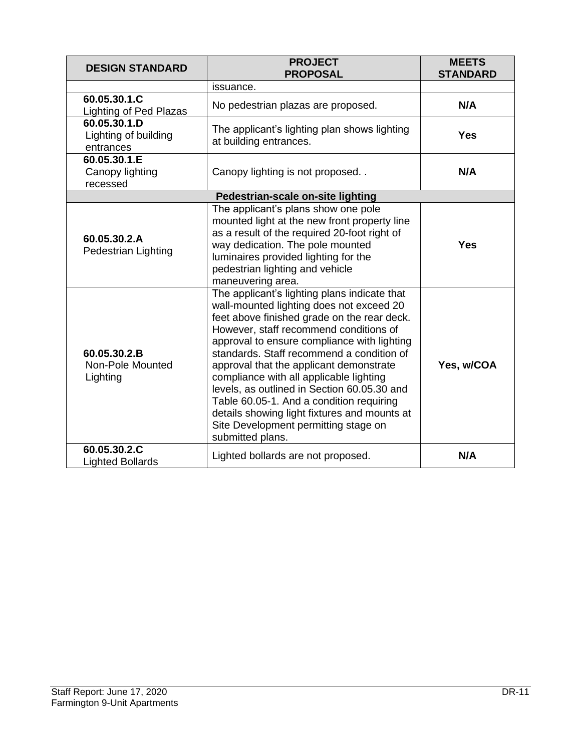| DESIGN STANDARD | PROJECT PROPOSAL | MEETS STANDARD |
|---|---|---|
| | issuance. | |
| **60.05.30.1.C** Lighting of Ped Plazas | No pedestrian plazas are proposed. | **N/A** |
| **60.05.30.1.D** Lighting of building entrances | The applicant's lighting plan shows lighting at building entrances. | **Yes** |
| **60.05.30.1.E** Canopy lighting recessed | Canopy lighting is not proposed. . | **N/A** |
| **Pedestrian-scale on-site lighting** | | |
| **60.05.30.2.A** Pedestrian Lighting | The applicant's plans show one pole mounted light at the new front property line as a result of the required 20-foot right of way dedication. The pole mounted luminaires provided lighting for the pedestrian lighting and vehicle maneuvering area. | **Yes** |
| **60.05.30.2.B** Non-Pole Mounted Lighting | The applicant's lighting plans indicate that wall-mounted lighting does not exceed 20 feet above finished grade on the rear deck. However, staff recommend conditions of approval to ensure compliance with lighting standards. Staff recommend a condition of approval that the applicant demonstrate compliance with all applicable lighting levels, as outlined in Section 60.05.30 and Table 60.05-1. And a condition requiring details showing light fixtures and mounts at Site Development permitting stage on submitted plans. | **Yes, w/COA** |
| **60.05.30.2.C** Lighted Bollards | Lighted bollards are not proposed. | **N/A** |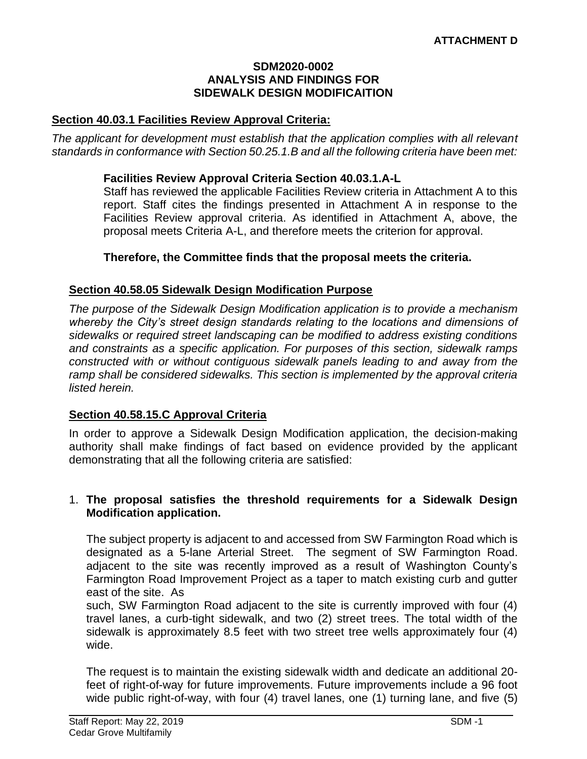**ATTACHMENT D**

**SDM2020-0002**
**ANALYSIS AND FINDINGS FOR**
**SIDEWALK DESIGN MODIFICAITION**

## Section 40.03.1 Facilities Review Approval Criteria:

*The applicant for development must establish that the application complies with all relevant standards in conformance with Section 50.25.1.B and all the following criteria have been met:*

**Facilities Review Approval Criteria Section 40.03.1.A-L**

Staff has reviewed the applicable Facilities Review criteria in Attachment A to this report. Staff cites the findings presented in Attachment A in response to the Facilities Review approval criteria. As identified in Attachment A, above, the proposal meets Criteria A-L, and therefore meets the criterion for approval.

**Therefore, the Committee finds that the proposal meets the criteria.**

## Section 40.58.05 Sidewalk Design Modification Purpose

*The purpose of the Sidewalk Design Modification application is to provide a mechanism whereby the City's street design standards relating to the locations and dimensions of sidewalks or required street landscaping can be modified to address existing conditions and constraints as a specific application. For purposes of this section, sidewalk ramps constructed with or without contiguous sidewalk panels leading to and away from the ramp shall be considered sidewalks. This section is implemented by the approval criteria listed herein.*

## Section 40.58.15.C Approval Criteria

In order to approve a Sidewalk Design Modification application, the decision-making authority shall make findings of fact based on evidence provided by the applicant demonstrating that all the following criteria are satisfied:

1. **The proposal satisfies the threshold requirements for a Sidewalk Design Modification application.**

   The subject property is adjacent to and accessed from SW Farmington Road which is designated as a 5-lane Arterial Street. The segment of SW Farmington Road. adjacent to the site was recently improved as a result of Washington County's Farmington Road Improvement Project as a taper to match existing curb and gutter east of the site. As
   such, SW Farmington Road adjacent to the site is currently improved with four (4) travel lanes, a curb-tight sidewalk, and two (2) street trees. The total width of the sidewalk is approximately 8.5 feet with two street tree wells approximately four (4) wide.

   The request is to maintain the existing sidewalk width and dedicate an additional 20-feet of right-of-way for future improvements. Future improvements include a 96 foot wide public right-of-way, with four (4) travel lanes, one (1) turning lane, and five (5)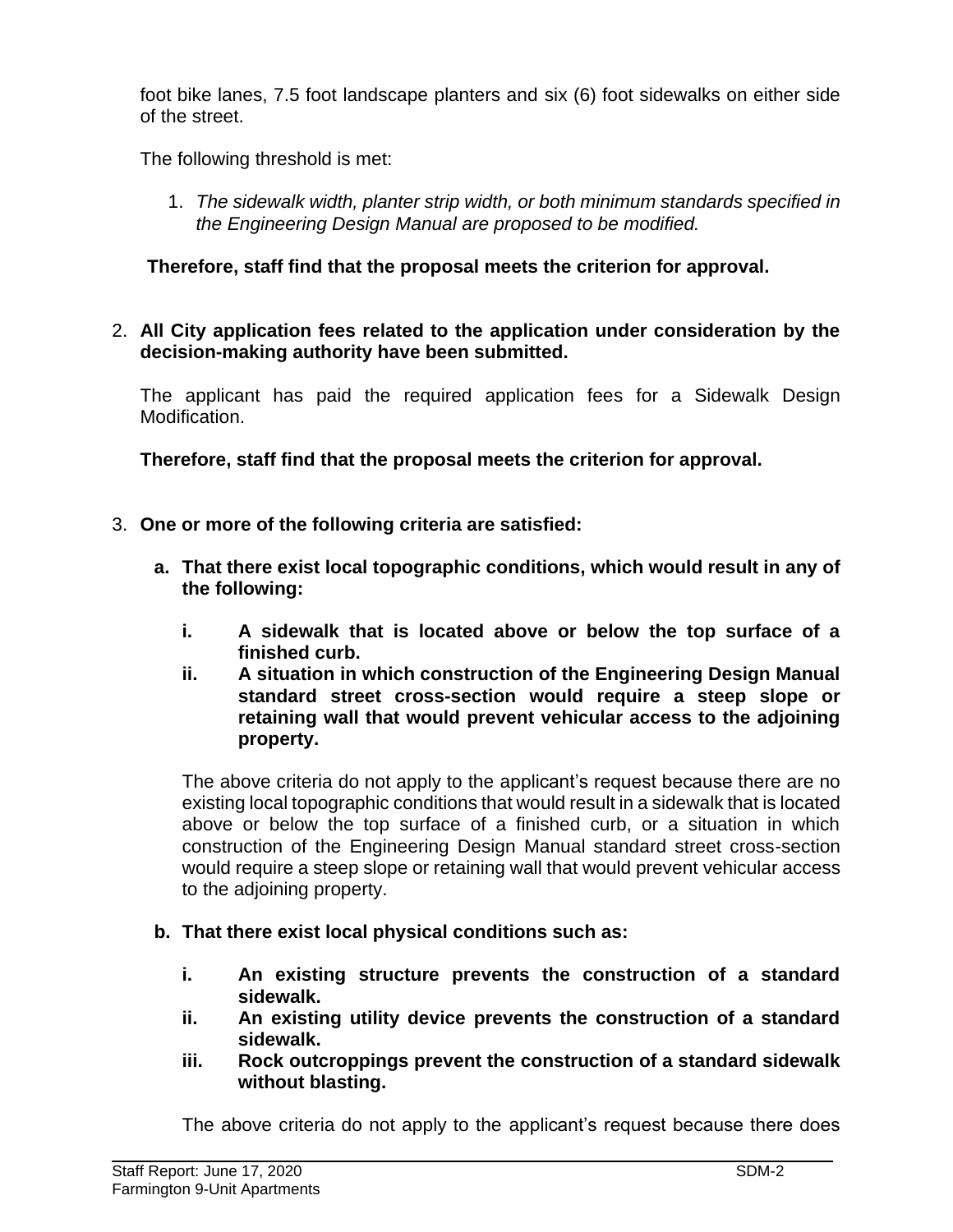foot bike lanes, 7.5 foot landscape planters and six (6) foot sidewalks on either side of the street.

The following threshold is met:

1. *The sidewalk width, planter strip width, or both minimum standards specified in the Engineering Design Manual are proposed to be modified.*

**Therefore, staff find that the proposal meets the criterion for approval.**

2. **All City application fees related to the application under consideration by the decision-making authority have been submitted.**

   The applicant has paid the required application fees for a Sidewalk Design Modification.

   **Therefore, staff find that the proposal meets the criterion for approval.**

3. **One or more of the following criteria are satisfied:**

   **a. That there exist local topographic conditions, which would result in any of the following:**

      **i. A sidewalk that is located above or below the top surface of a finished curb.**

      **ii. A situation in which construction of the Engineering Design Manual standard street cross-section would require a steep slope or retaining wall that would prevent vehicular access to the adjoining property.**

   The above criteria do not apply to the applicant's request because there are no existing local topographic conditions that would result in a sidewalk that is located above or below the top surface of a finished curb, or a situation in which construction of the Engineering Design Manual standard street cross-section would require a steep slope or retaining wall that would prevent vehicular access to the adjoining property.

   **b. That there exist local physical conditions such as:**

      **i. An existing structure prevents the construction of a standard sidewalk.**

      **ii. An existing utility device prevents the construction of a standard sidewalk.**

      **iii. Rock outcroppings prevent the construction of a standard sidewalk without blasting.**

   The above criteria do not apply to the applicant's request because there does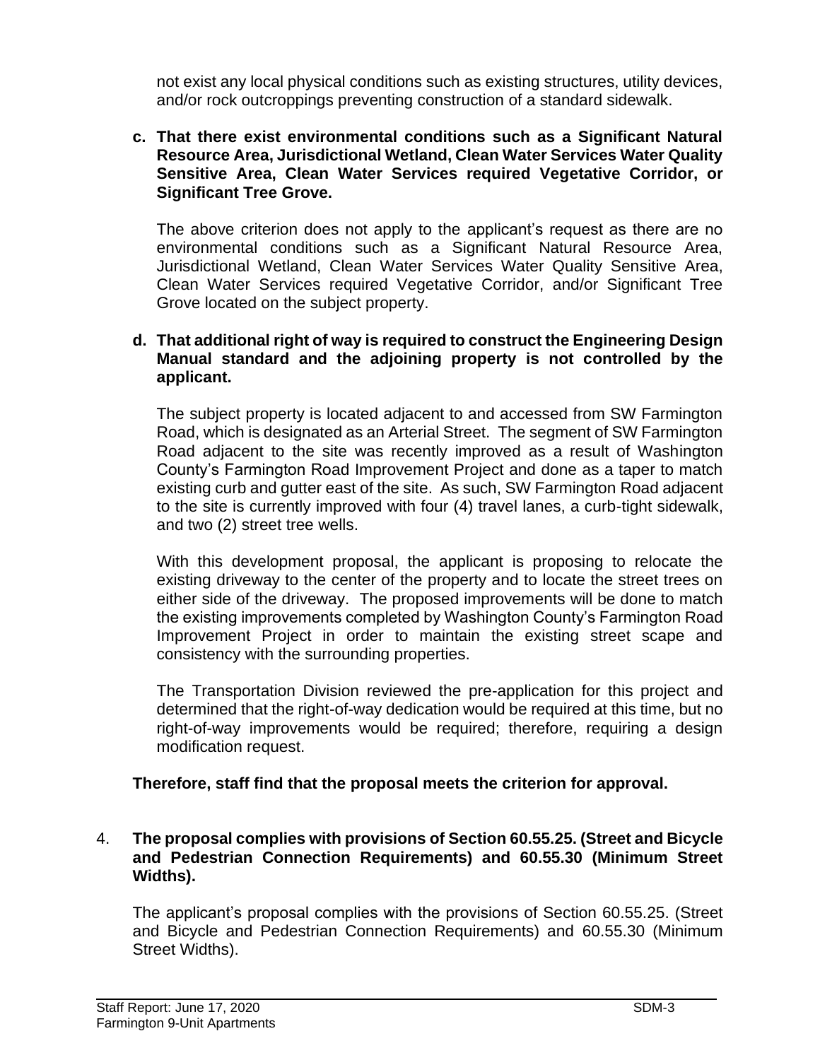not exist any local physical conditions such as existing structures, utility devices, and/or rock outcroppings preventing construction of a standard sidewalk.

**c. That there exist environmental conditions such as a Significant Natural Resource Area, Jurisdictional Wetland, Clean Water Services Water Quality Sensitive Area, Clean Water Services required Vegetative Corridor, or Significant Tree Grove.**

The above criterion does not apply to the applicant's request as there are no environmental conditions such as a Significant Natural Resource Area, Jurisdictional Wetland, Clean Water Services Water Quality Sensitive Area, Clean Water Services required Vegetative Corridor, and/or Significant Tree Grove located on the subject property.

**d. That additional right of way is required to construct the Engineering Design Manual standard and the adjoining property is not controlled by the applicant.**

The subject property is located adjacent to and accessed from SW Farmington Road, which is designated as an Arterial Street. The segment of SW Farmington Road adjacent to the site was recently improved as a result of Washington County's Farmington Road Improvement Project and done as a taper to match existing curb and gutter east of the site. As such, SW Farmington Road adjacent to the site is currently improved with four (4) travel lanes, a curb-tight sidewalk, and two (2) street tree wells.

With this development proposal, the applicant is proposing to relocate the existing driveway to the center of the property and to locate the street trees on either side of the driveway. The proposed improvements will be done to match the existing improvements completed by Washington County's Farmington Road Improvement Project in order to maintain the existing street scape and consistency with the surrounding properties.

The Transportation Division reviewed the pre-application for this project and determined that the right-of-way dedication would be required at this time, but no right-of-way improvements would be required; therefore, requiring a design modification request.

**Therefore, staff find that the proposal meets the criterion for approval.**

4. **The proposal complies with provisions of Section 60.55.25. (Street and Bicycle and Pedestrian Connection Requirements) and 60.55.30 (Minimum Street Widths).**

   The applicant's proposal complies with the provisions of Section 60.55.25. (Street and Bicycle and Pedestrian Connection Requirements) and 60.55.30 (Minimum Street Widths).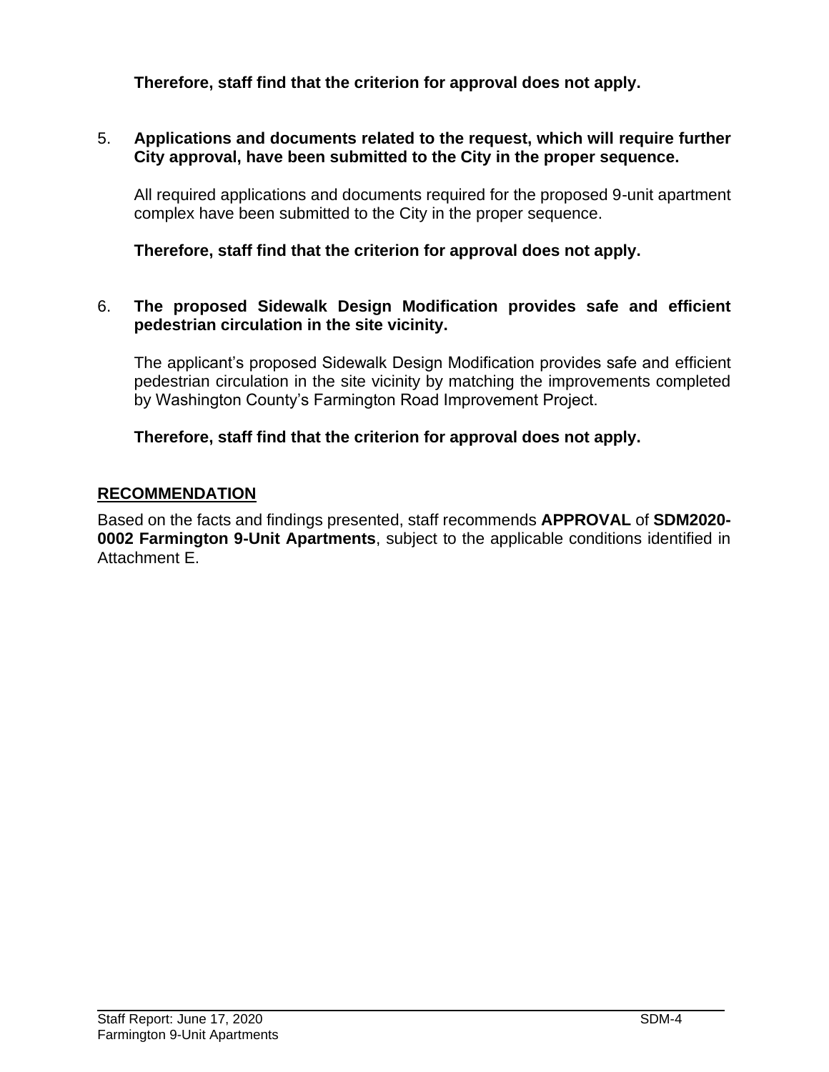**Therefore, staff find that the criterion for approval does not apply.**

5. **Applications and documents related to the request, which will require further City approval, have been submitted to the City in the proper sequence.**

   All required applications and documents required for the proposed 9-unit apartment complex have been submitted to the City in the proper sequence.

   **Therefore, staff find that the criterion for approval does not apply.**

6. **The proposed Sidewalk Design Modification provides safe and efficient pedestrian circulation in the site vicinity.**

   The applicant's proposed Sidewalk Design Modification provides safe and efficient pedestrian circulation in the site vicinity by matching the improvements completed by Washington County's Farmington Road Improvement Project.

   **Therefore, staff find that the criterion for approval does not apply.**

## RECOMMENDATION

Based on the facts and findings presented, staff recommends **APPROVAL** of **SDM2020-0002 Farmington 9-Unit Apartments**, subject to the applicable conditions identified in Attachment E.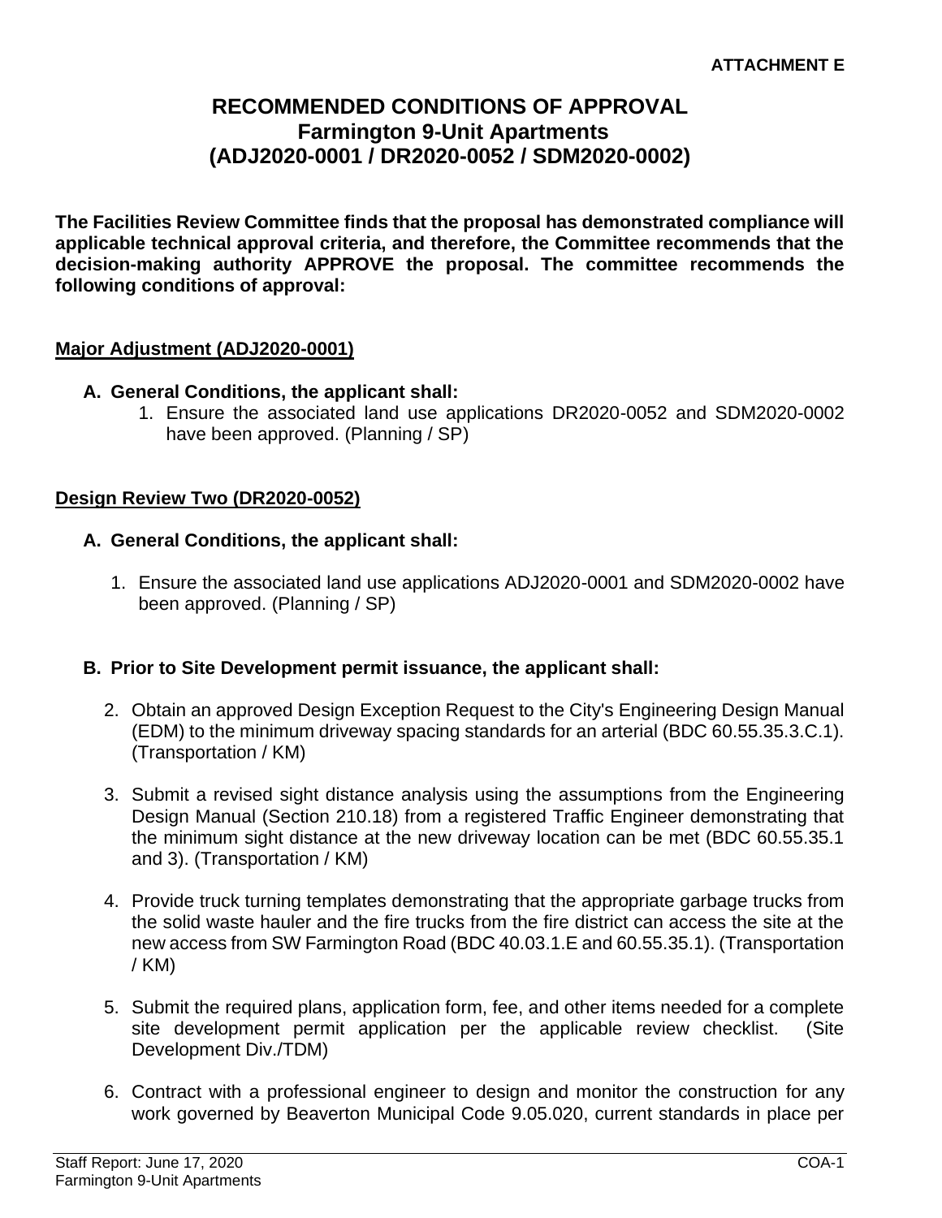**ATTACHMENT E**

# RECOMMENDED CONDITIONS OF APPROVAL
## Farmington 9-Unit Apartments
## (ADJ2020-0001 / DR2020-0052 / SDM2020-0002)

**The Facilities Review Committee finds that the proposal has demonstrated compliance will applicable technical approval criteria, and therefore, the Committee recommends that the decision-making authority APPROVE the proposal. The committee recommends the following conditions of approval:**

**Major Adjustment (ADJ2020-0001)**

**A. General Conditions, the applicant shall:**

1. Ensure the associated land use applications DR2020-0052 and SDM2020-0002 have been approved. (Planning / SP)

**Design Review Two (DR2020-0052)**

**A. General Conditions, the applicant shall:**

1. Ensure the associated land use applications ADJ2020-0001 and SDM2020-0002 have been approved. (Planning / SP)

**B. Prior to Site Development permit issuance, the applicant shall:**

2. Obtain an approved Design Exception Request to the City's Engineering Design Manual (EDM) to the minimum driveway spacing standards for an arterial (BDC 60.55.35.3.C.1). (Transportation / KM)

3. Submit a revised sight distance analysis using the assumptions from the Engineering Design Manual (Section 210.18) from a registered Traffic Engineer demonstrating that the minimum sight distance at the new driveway location can be met (BDC 60.55.35.1 and 3). (Transportation / KM)

4. Provide truck turning templates demonstrating that the appropriate garbage trucks from the solid waste hauler and the fire trucks from the fire district can access the site at the new access from SW Farmington Road (BDC 40.03.1.E and 60.55.35.1). (Transportation / KM)

5. Submit the required plans, application form, fee, and other items needed for a complete site development permit application per the applicable review checklist. (Site Development Div./TDM)

6. Contract with a professional engineer to design and monitor the construction for any work governed by Beaverton Municipal Code 9.05.020, current standards in place per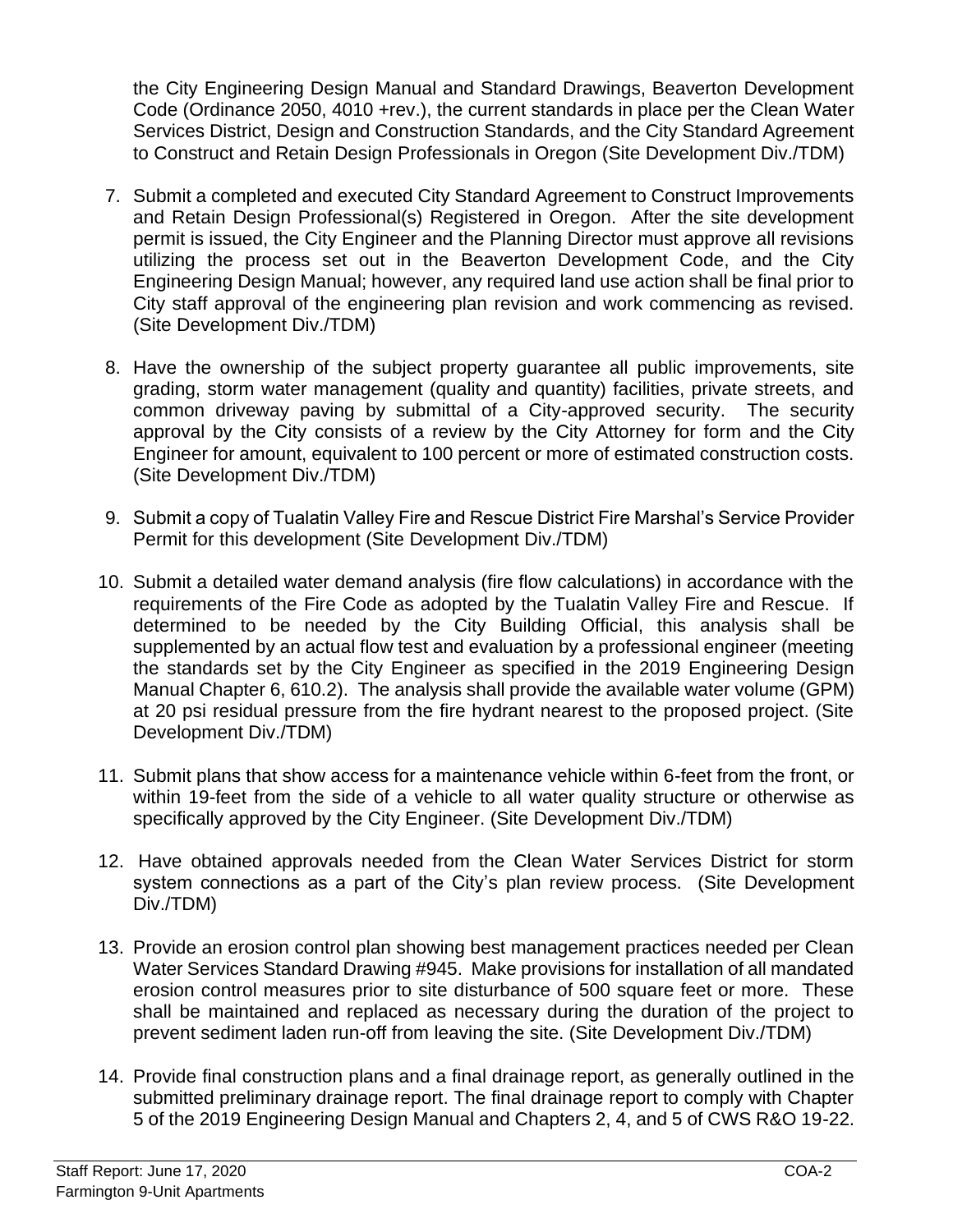the City Engineering Design Manual and Standard Drawings, Beaverton Development Code (Ordinance 2050, 4010 +rev.), the current standards in place per the Clean Water Services District, Design and Construction Standards, and the City Standard Agreement to Construct and Retain Design Professionals in Oregon (Site Development Div./TDM)

7. Submit a completed and executed City Standard Agreement to Construct Improvements and Retain Design Professional(s) Registered in Oregon. After the site development permit is issued, the City Engineer and the Planning Director must approve all revisions utilizing the process set out in the Beaverton Development Code, and the City Engineering Design Manual; however, any required land use action shall be final prior to City staff approval of the engineering plan revision and work commencing as revised. (Site Development Div./TDM)

8. Have the ownership of the subject property guarantee all public improvements, site grading, storm water management (quality and quantity) facilities, private streets, and common driveway paving by submittal of a City-approved security. The security approval by the City consists of a review by the City Attorney for form and the City Engineer for amount, equivalent to 100 percent or more of estimated construction costs. (Site Development Div./TDM)

9. Submit a copy of Tualatin Valley Fire and Rescue District Fire Marshal's Service Provider Permit for this development (Site Development Div./TDM)

10. Submit a detailed water demand analysis (fire flow calculations) in accordance with the requirements of the Fire Code as adopted by the Tualatin Valley Fire and Rescue. If determined to be needed by the City Building Official, this analysis shall be supplemented by an actual flow test and evaluation by a professional engineer (meeting the standards set by the City Engineer as specified in the 2019 Engineering Design Manual Chapter 6, 610.2). The analysis shall provide the available water volume (GPM) at 20 psi residual pressure from the fire hydrant nearest to the proposed project. (Site Development Div./TDM)

11. Submit plans that show access for a maintenance vehicle within 6-feet from the front, or within 19-feet from the side of a vehicle to all water quality structure or otherwise as specifically approved by the City Engineer. (Site Development Div./TDM)

12. Have obtained approvals needed from the Clean Water Services District for storm system connections as a part of the City's plan review process. (Site Development Div./TDM)

13. Provide an erosion control plan showing best management practices needed per Clean Water Services Standard Drawing #945. Make provisions for installation of all mandated erosion control measures prior to site disturbance of 500 square feet or more. These shall be maintained and replaced as necessary during the duration of the project to prevent sediment laden run-off from leaving the site. (Site Development Div./TDM)

14. Provide final construction plans and a final drainage report, as generally outlined in the submitted preliminary drainage report. The final drainage report to comply with Chapter 5 of the 2019 Engineering Design Manual and Chapters 2, 4, and 5 of CWS R&O 19-22.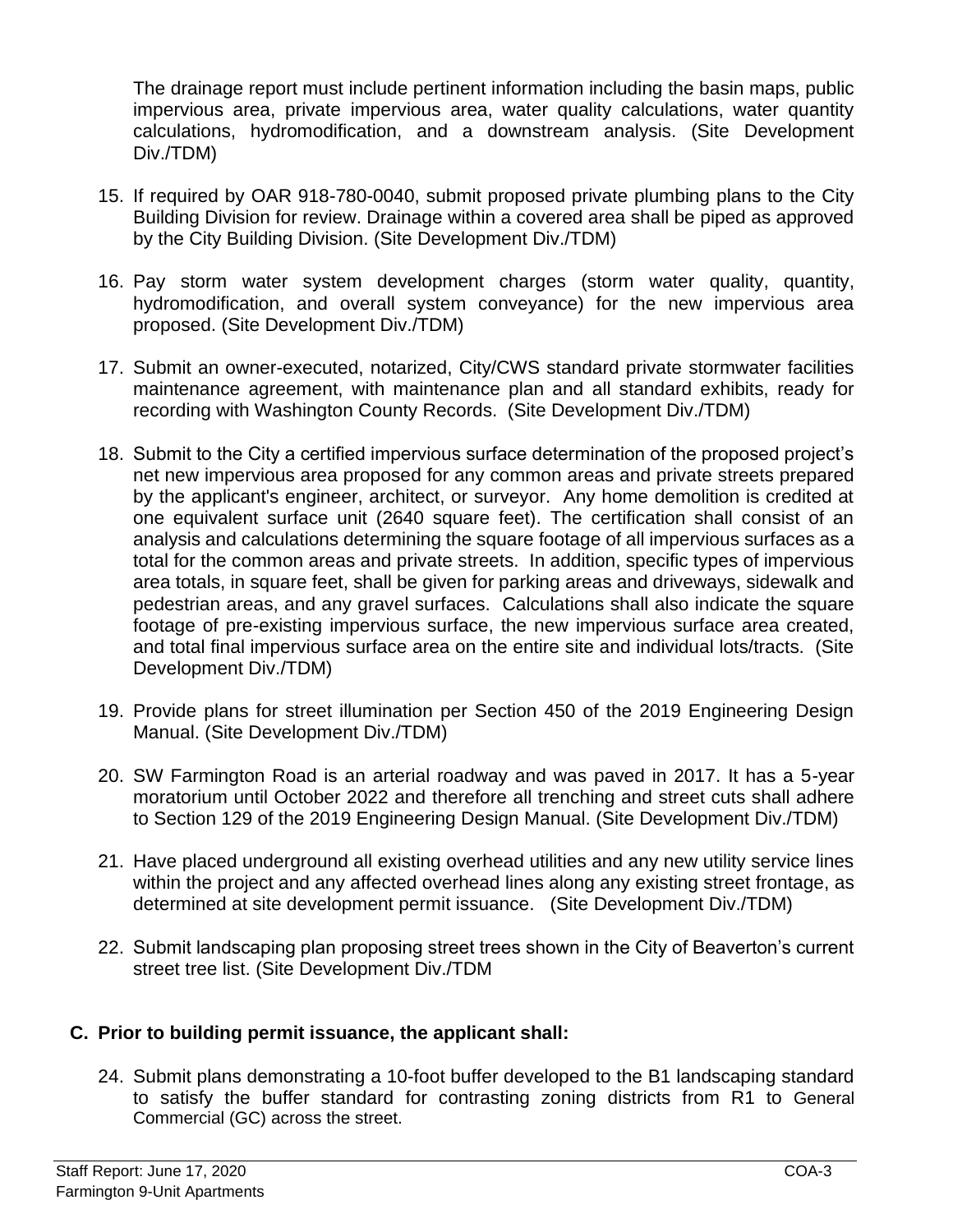The drainage report must include pertinent information including the basin maps, public impervious area, private impervious area, water quality calculations, water quantity calculations, hydromodification, and a downstream analysis. (Site Development Div./TDM)

15. If required by OAR 918-780-0040, submit proposed private plumbing plans to the City Building Division for review. Drainage within a covered area shall be piped as approved by the City Building Division. (Site Development Div./TDM)

16. Pay storm water system development charges (storm water quality, quantity, hydromodification, and overall system conveyance) for the new impervious area proposed. (Site Development Div./TDM)

17. Submit an owner-executed, notarized, City/CWS standard private stormwater facilities maintenance agreement, with maintenance plan and all standard exhibits, ready for recording with Washington County Records. (Site Development Div./TDM)

18. Submit to the City a certified impervious surface determination of the proposed project's net new impervious area proposed for any common areas and private streets prepared by the applicant's engineer, architect, or surveyor. Any home demolition is credited at one equivalent surface unit (2640 square feet). The certification shall consist of an analysis and calculations determining the square footage of all impervious surfaces as a total for the common areas and private streets. In addition, specific types of impervious area totals, in square feet, shall be given for parking areas and driveways, sidewalk and pedestrian areas, and any gravel surfaces. Calculations shall also indicate the square footage of pre-existing impervious surface, the new impervious surface area created, and total final impervious surface area on the entire site and individual lots/tracts. (Site Development Div./TDM)

19. Provide plans for street illumination per Section 450 of the 2019 Engineering Design Manual. (Site Development Div./TDM)

20. SW Farmington Road is an arterial roadway and was paved in 2017. It has a 5-year moratorium until October 2022 and therefore all trenching and street cuts shall adhere to Section 129 of the 2019 Engineering Design Manual. (Site Development Div./TDM)

21. Have placed underground all existing overhead utilities and any new utility service lines within the project and any affected overhead lines along any existing street frontage, as determined at site development permit issuance. (Site Development Div./TDM)

22. Submit landscaping plan proposing street trees shown in the City of Beaverton's current street tree list. (Site Development Div./TDM

### C. Prior to building permit issuance, the applicant shall:

24. Submit plans demonstrating a 10-foot buffer developed to the B1 landscaping standard to satisfy the buffer standard for contrasting zoning districts from R1 to General Commercial (GC) across the street.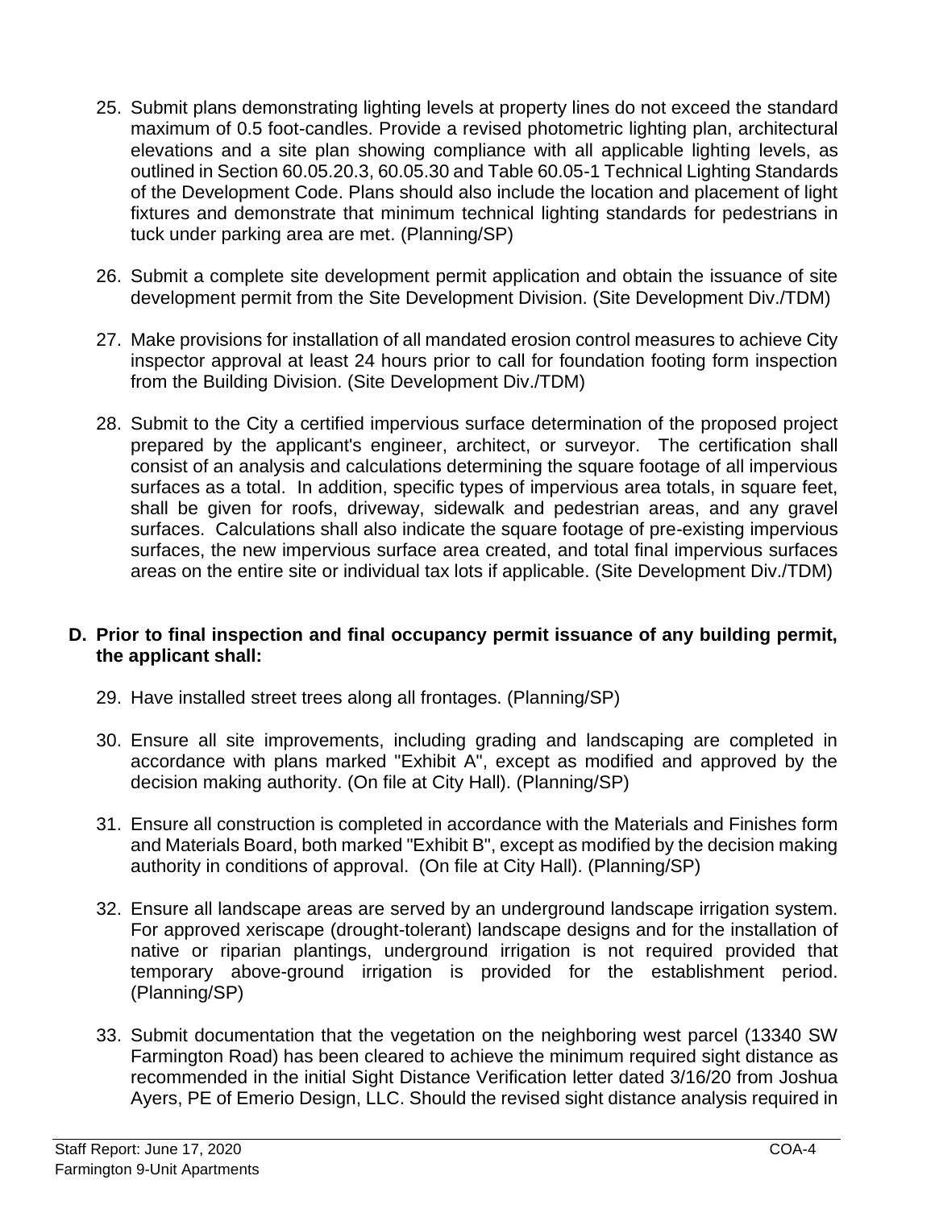25. Submit plans demonstrating lighting levels at property lines do not exceed the standard maximum of 0.5 foot-candles. Provide a revised photometric lighting plan, architectural elevations and a site plan showing compliance with all applicable lighting levels, as outlined in Section 60.05.20.3, 60.05.30 and Table 60.05-1 Technical Lighting Standards of the Development Code. Plans should also include the location and placement of light fixtures and demonstrate that minimum technical lighting standards for pedestrians in tuck under parking area are met. (Planning/SP)

26. Submit a complete site development permit application and obtain the issuance of site development permit from the Site Development Division. (Site Development Div./TDM)

27. Make provisions for installation of all mandated erosion control measures to achieve City inspector approval at least 24 hours prior to call for foundation footing form inspection from the Building Division. (Site Development Div./TDM)

28. Submit to the City a certified impervious surface determination of the proposed project prepared by the applicant's engineer, architect, or surveyor. The certification shall consist of an analysis and calculations determining the square footage of all impervious surfaces as a total. In addition, specific types of impervious area totals, in square feet, shall be given for roofs, driveway, sidewalk and pedestrian areas, and any gravel surfaces. Calculations shall also indicate the square footage of pre-existing impervious surfaces, the new impervious surface area created, and total final impervious surfaces areas on the entire site or individual tax lots if applicable. (Site Development Div./TDM)

**D. Prior to final inspection and final occupancy permit issuance of any building permit, the applicant shall:**

29. Have installed street trees along all frontages. (Planning/SP)

30. Ensure all site improvements, including grading and landscaping are completed in accordance with plans marked "Exhibit A", except as modified and approved by the decision making authority. (On file at City Hall). (Planning/SP)

31. Ensure all construction is completed in accordance with the Materials and Finishes form and Materials Board, both marked "Exhibit B", except as modified by the decision making authority in conditions of approval. (On file at City Hall). (Planning/SP)

32. Ensure all landscape areas are served by an underground landscape irrigation system. For approved xeriscape (drought-tolerant) landscape designs and for the installation of native or riparian plantings, underground irrigation is not required provided that temporary above-ground irrigation is provided for the establishment period. (Planning/SP)

33. Submit documentation that the vegetation on the neighboring west parcel (13340 SW Farmington Road) has been cleared to achieve the minimum required sight distance as recommended in the initial Sight Distance Verification letter dated 3/16/20 from Joshua Ayers, PE of Emerio Design, LLC. Should the revised sight distance analysis required in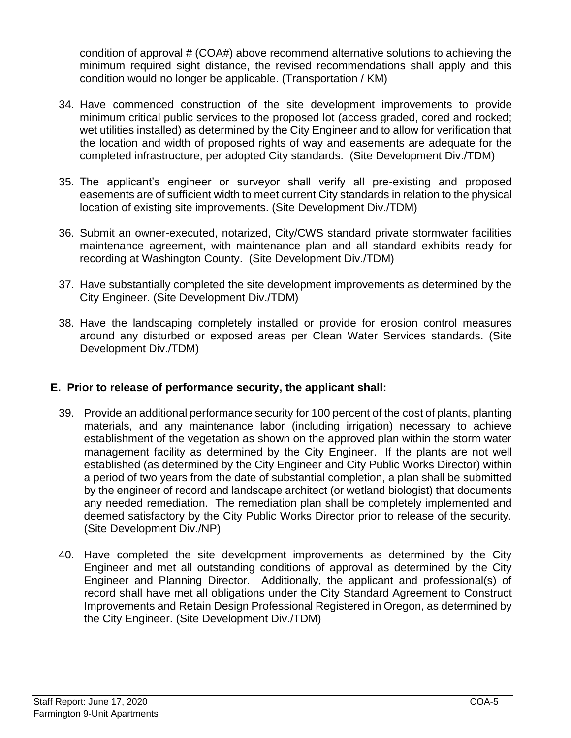condition of approval # (COA#) above recommend alternative solutions to achieving the minimum required sight distance, the revised recommendations shall apply and this condition would no longer be applicable. (Transportation / KM)

34. Have commenced construction of the site development improvements to provide minimum critical public services to the proposed lot (access graded, cored and rocked; wet utilities installed) as determined by the City Engineer and to allow for verification that the location and width of proposed rights of way and easements are adequate for the completed infrastructure, per adopted City standards. (Site Development Div./TDM)

35. The applicant's engineer or surveyor shall verify all pre-existing and proposed easements are of sufficient width to meet current City standards in relation to the physical location of existing site improvements. (Site Development Div./TDM)

36. Submit an owner-executed, notarized, City/CWS standard private stormwater facilities maintenance agreement, with maintenance plan and all standard exhibits ready for recording at Washington County. (Site Development Div./TDM)

37. Have substantially completed the site development improvements as determined by the City Engineer. (Site Development Div./TDM)

38. Have the landscaping completely installed or provide for erosion control measures around any disturbed or exposed areas per Clean Water Services standards. (Site Development Div./TDM)

## E. Prior to release of performance security, the applicant shall:

39. Provide an additional performance security for 100 percent of the cost of plants, planting materials, and any maintenance labor (including irrigation) necessary to achieve establishment of the vegetation as shown on the approved plan within the storm water management facility as determined by the City Engineer. If the plants are not well established (as determined by the City Engineer and City Public Works Director) within a period of two years from the date of substantial completion, a plan shall be submitted by the engineer of record and landscape architect (or wetland biologist) that documents any needed remediation. The remediation plan shall be completely implemented and deemed satisfactory by the City Public Works Director prior to release of the security. (Site Development Div./NP)

40. Have completed the site development improvements as determined by the City Engineer and met all outstanding conditions of approval as determined by the City Engineer and Planning Director. Additionally, the applicant and professional(s) of record shall have met all obligations under the City Standard Agreement to Construct Improvements and Retain Design Professional Registered in Oregon, as determined by the City Engineer. (Site Development Div./TDM)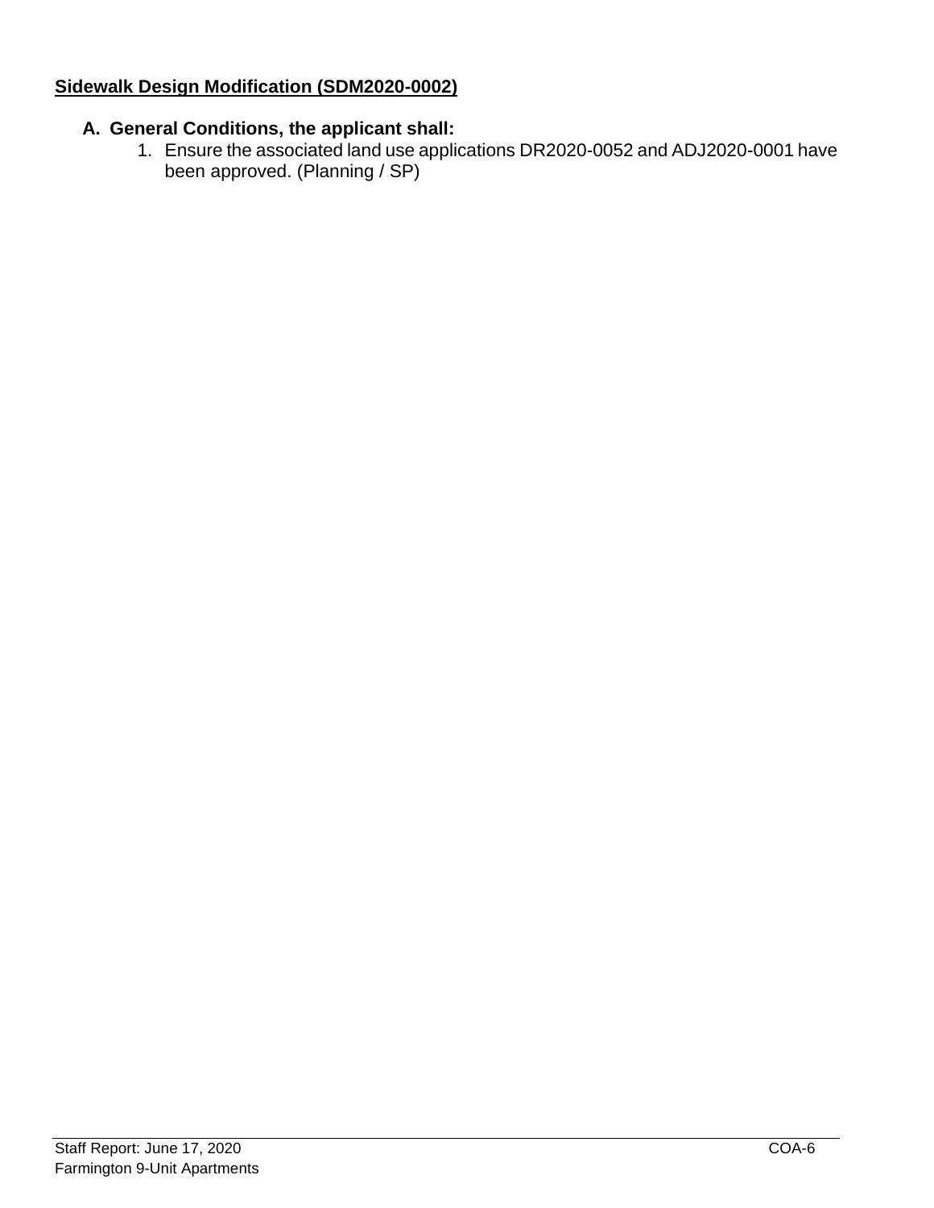**Sidewalk Design Modification (SDM2020-0002)**

**A. General Conditions, the applicant shall:**

1. Ensure the associated land use applications DR2020-0052 and ADJ2020-0001 have been approved. (Planning / SP)